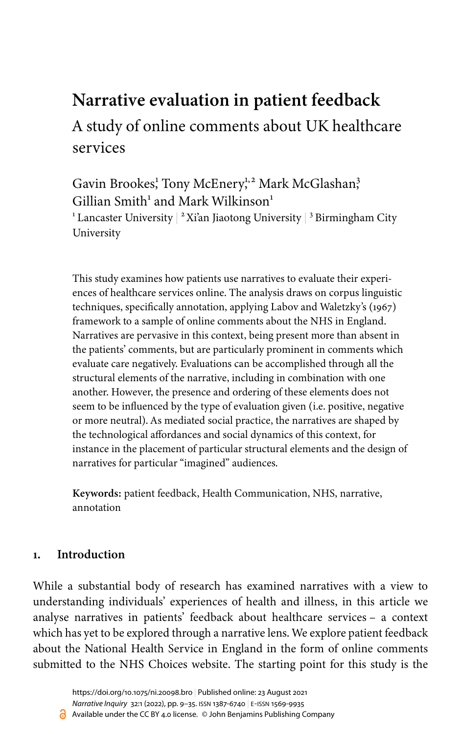# Narrative evaluation in patient feedback

## A study of online comments about UK healthcare services

Gavin Brookes[1] Tony McEnery[1,2] Mark McGlashan[3] Gillian Smith[1] and Mark Wilkinson[1]

[1] Lancaster University | [2] Xi'an Jiaotong University | [3] Birmingham City University

This study examines how patients use narratives to evaluate their experiences of healthcare services online. The analysis draws on corpus linguistic techniques, specifically annotation, applying Labov and Waletzky's (1967) framework to a sample of online comments about the NHS in England. Narratives are pervasive in this context, being present more than absent in the patients' comments, but are particularly prominent in comments which evaluate care negatively. Evaluations can be accomplished through all the structural elements of the narrative, including in combination with one another. However, the presence and ordering of these elements does not seem to be influenced by the type of evaluation given (i.e. positive, negative or more neutral). As mediated social practice, the narratives are shaped by the technological affordances and social dynamics of this context, for instance in the placement of particular structural elements and the design of narratives for particular "imagined" audiences.

**Keywords:** patient feedback, Health Communication, NHS, narrative, annotation

## 1. Introduction

While a substantial body of research has examined narratives with a view to understanding individuals' experiences of health and illness, in this article we analyse narratives in patients' feedback about healthcare services – a context which has yet to be explored through a narrative lens. We explore patient feedback about the National Health Service in England in the form of online comments submitted to the NHS Choices website. The starting point for this study is the

https://doi.org/10.1075/ni.20098.bro | Published online: 23 August 2021
*Narrative Inquiry* 32:1 (2022), pp. 9–35. ISSN 1387-6740 | E-ISSN 1569-9935
Available under the CC BY 4.0 license. © John Benjamins Publishing Company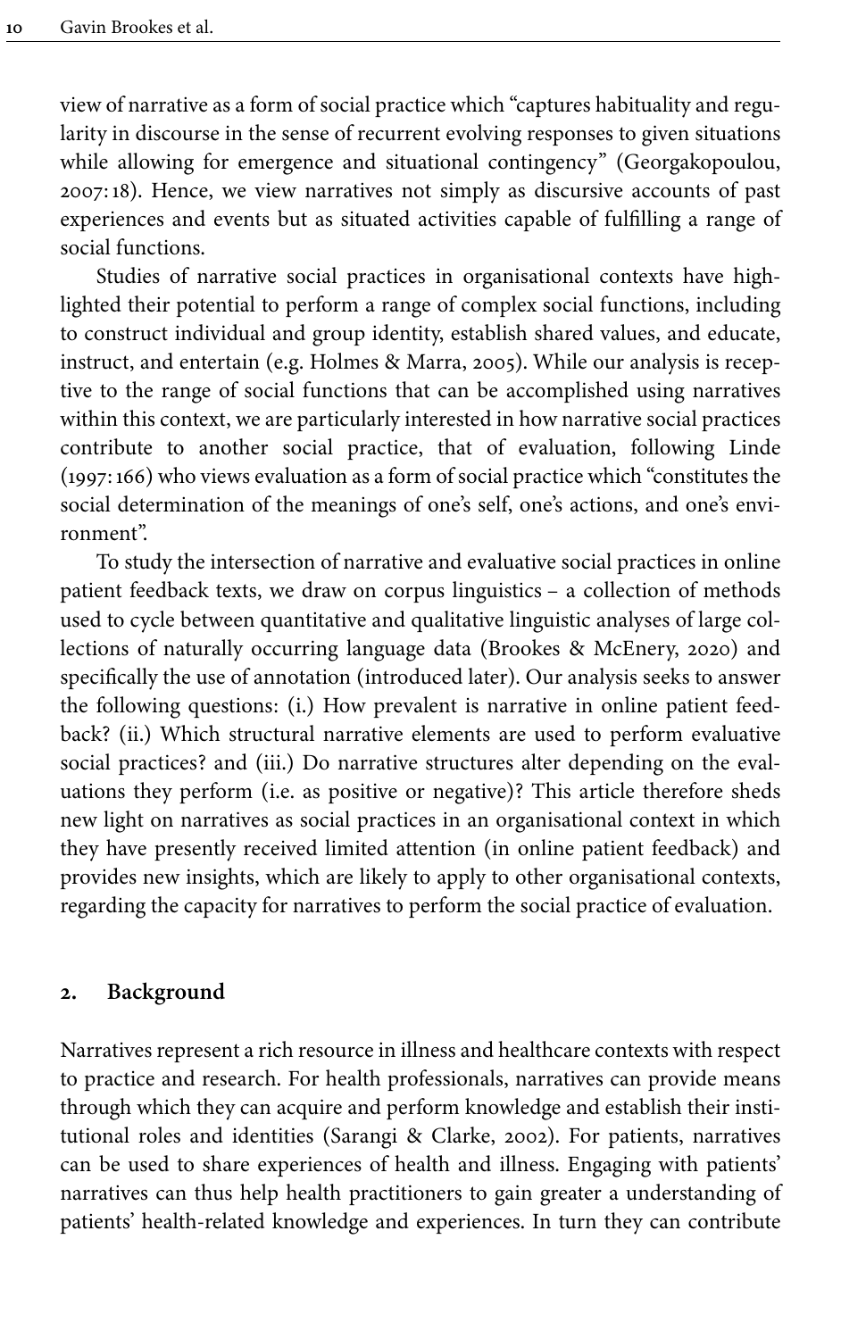view of narrative as a form of social practice which "captures habituality and regularity in discourse in the sense of recurrent evolving responses to given situations while allowing for emergence and situational contingency" (Georgakopoulou, 2007: 18). Hence, we view narratives not simply as discursive accounts of past experiences and events but as situated activities capable of fulfilling a range of social functions.

Studies of narrative social practices in organisational contexts have highlighted their potential to perform a range of complex social functions, including to construct individual and group identity, establish shared values, and educate, instruct, and entertain (e.g. Holmes & Marra, 2005). While our analysis is receptive to the range of social functions that can be accomplished using narratives within this context, we are particularly interested in how narrative social practices contribute to another social practice, that of evaluation, following Linde (1997: 166) who views evaluation as a form of social practice which "constitutes the social determination of the meanings of one's self, one's actions, and one's environment".

To study the intersection of narrative and evaluative social practices in online patient feedback texts, we draw on corpus linguistics – a collection of methods used to cycle between quantitative and qualitative linguistic analyses of large collections of naturally occurring language data (Brookes & McEnery, 2020) and specifically the use of annotation (introduced later). Our analysis seeks to answer the following questions: (i.) How prevalent is narrative in online patient feedback? (ii.) Which structural narrative elements are used to perform evaluative social practices? and (iii.) Do narrative structures alter depending on the evaluations they perform (i.e. as positive or negative)? This article therefore sheds new light on narratives as social practices in an organisational context in which they have presently received limited attention (in online patient feedback) and provides new insights, which are likely to apply to other organisational contexts, regarding the capacity for narratives to perform the social practice of evaluation.

## 2. Background

Narratives represent a rich resource in illness and healthcare contexts with respect to practice and research. For health professionals, narratives can provide means through which they can acquire and perform knowledge and establish their institutional roles and identities (Sarangi & Clarke, 2002). For patients, narratives can be used to share experiences of health and illness. Engaging with patients' narratives can thus help health practitioners to gain greater a understanding of patients' health-related knowledge and experiences. In turn they can contribute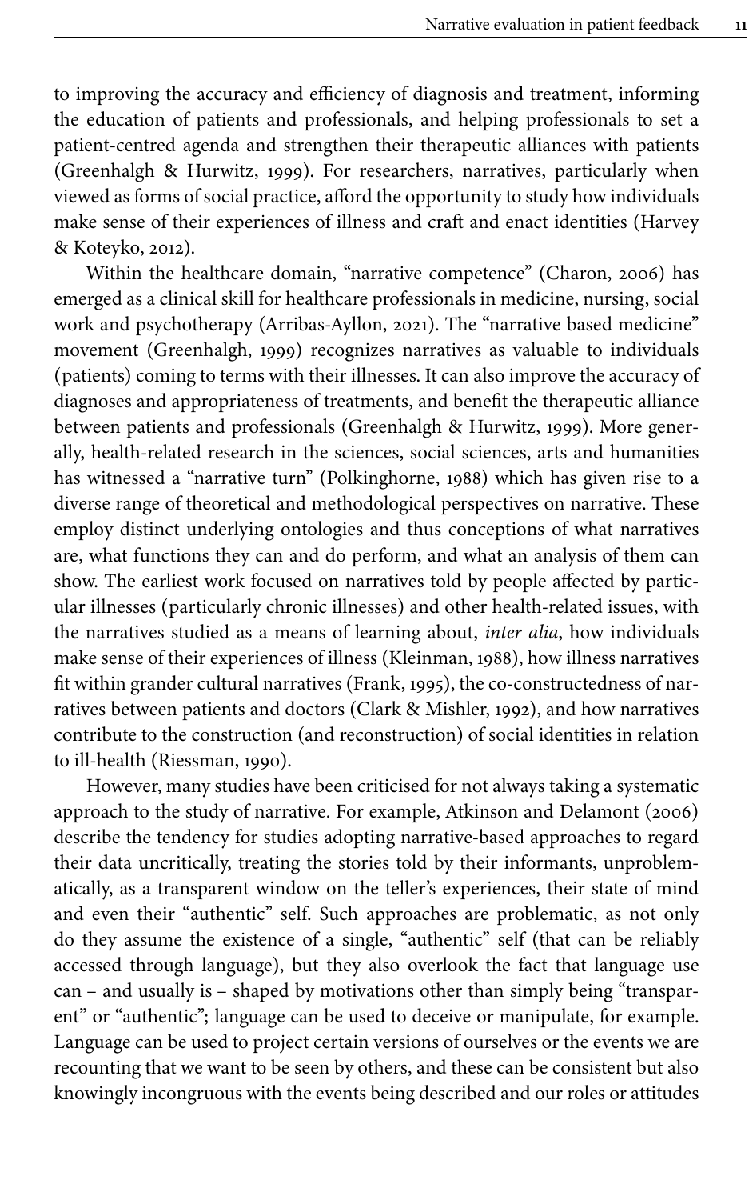to improving the accuracy and efficiency of diagnosis and treatment, informing the education of patients and professionals, and helping professionals to set a patient-centred agenda and strengthen their therapeutic alliances with patients (Greenhalgh & Hurwitz, 1999). For researchers, narratives, particularly when viewed as forms of social practice, afford the opportunity to study how individuals make sense of their experiences of illness and craft and enact identities (Harvey & Koteyko, 2012).

Within the healthcare domain, "narrative competence" (Charon, 2006) has emerged as a clinical skill for healthcare professionals in medicine, nursing, social work and psychotherapy (Arribas-Ayllon, 2021). The "narrative based medicine" movement (Greenhalgh, 1999) recognizes narratives as valuable to individuals (patients) coming to terms with their illnesses. It can also improve the accuracy of diagnoses and appropriateness of treatments, and benefit the therapeutic alliance between patients and professionals (Greenhalgh & Hurwitz, 1999). More generally, health-related research in the sciences, social sciences, arts and humanities has witnessed a "narrative turn" (Polkinghorne, 1988) which has given rise to a diverse range of theoretical and methodological perspectives on narrative. These employ distinct underlying ontologies and thus conceptions of what narratives are, what functions they can and do perform, and what an analysis of them can show. The earliest work focused on narratives told by people affected by particular illnesses (particularly chronic illnesses) and other health-related issues, with the narratives studied as a means of learning about, *inter alia*, how individuals make sense of their experiences of illness (Kleinman, 1988), how illness narratives fit within grander cultural narratives (Frank, 1995), the co-constructedness of narratives between patients and doctors (Clark & Mishler, 1992), and how narratives contribute to the construction (and reconstruction) of social identities in relation to ill-health (Riessman, 1990).

However, many studies have been criticised for not always taking a systematic approach to the study of narrative. For example, Atkinson and Delamont (2006) describe the tendency for studies adopting narrative-based approaches to regard their data uncritically, treating the stories told by their informants, unproblematically, as a transparent window on the teller's experiences, their state of mind and even their "authentic" self. Such approaches are problematic, as not only do they assume the existence of a single, "authentic" self (that can be reliably accessed through language), but they also overlook the fact that language use can – and usually is – shaped by motivations other than simply being "transparent" or "authentic"; language can be used to deceive or manipulate, for example. Language can be used to project certain versions of ourselves or the events we are recounting that we want to be seen by others, and these can be consistent but also knowingly incongruous with the events being described and our roles or attitudes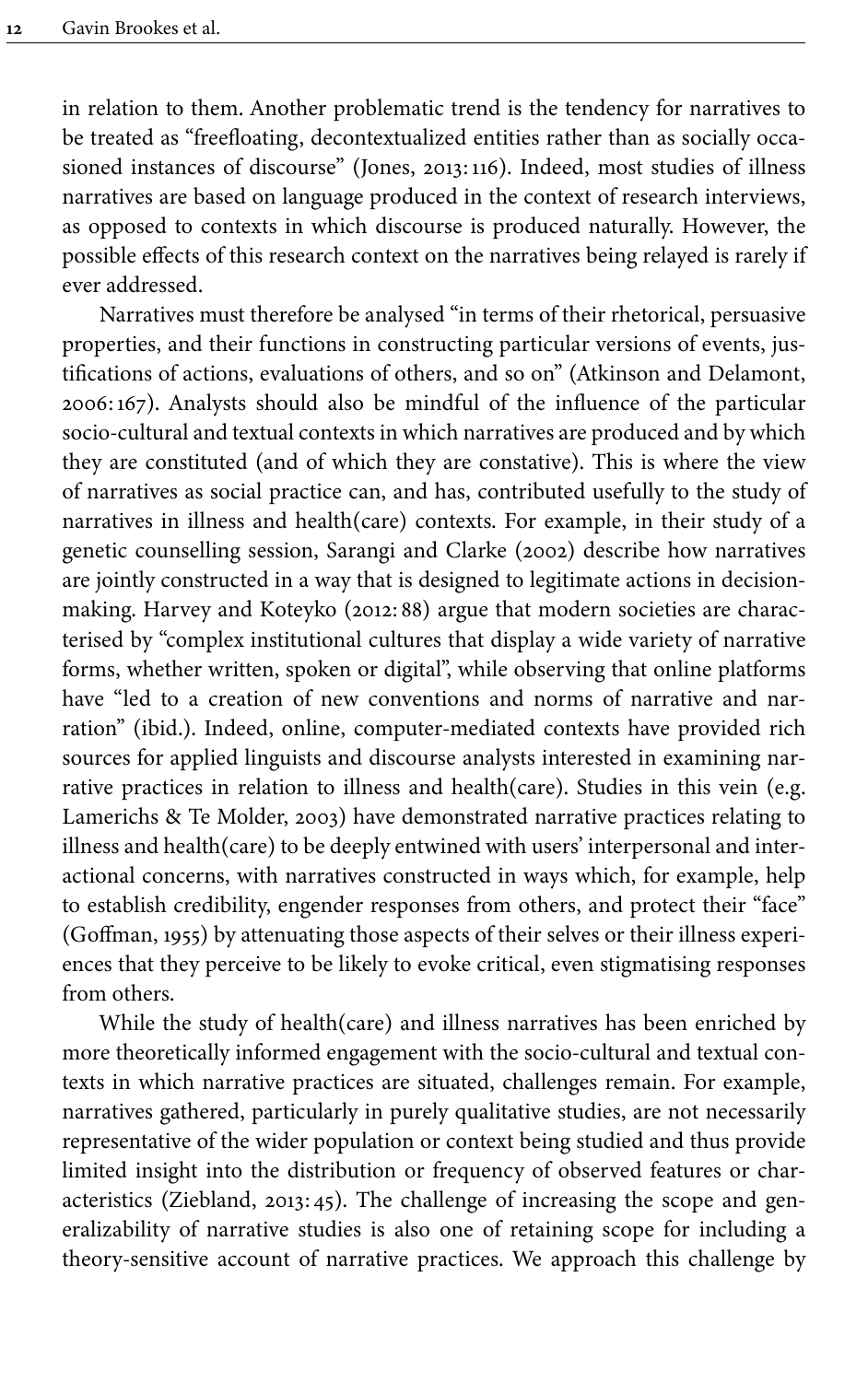in relation to them. Another problematic trend is the tendency for narratives to be treated as "freefloating, decontextualized entities rather than as socially occasioned instances of discourse" (Jones, 2013: 116). Indeed, most studies of illness narratives are based on language produced in the context of research interviews, as opposed to contexts in which discourse is produced naturally. However, the possible effects of this research context on the narratives being relayed is rarely if ever addressed.

Narratives must therefore be analysed "in terms of their rhetorical, persuasive properties, and their functions in constructing particular versions of events, justifications of actions, evaluations of others, and so on" (Atkinson and Delamont, 2006: 167). Analysts should also be mindful of the influence of the particular socio-cultural and textual contexts in which narratives are produced and by which they are constituted (and of which they are constative). This is where the view of narratives as social practice can, and has, contributed usefully to the study of narratives in illness and health(care) contexts. For example, in their study of a genetic counselling session, Sarangi and Clarke (2002) describe how narratives are jointly constructed in a way that is designed to legitimate actions in decision-making. Harvey and Koteyko (2012: 88) argue that modern societies are characterised by "complex institutional cultures that display a wide variety of narrative forms, whether written, spoken or digital", while observing that online platforms have "led to a creation of new conventions and norms of narrative and narration" (ibid.). Indeed, online, computer-mediated contexts have provided rich sources for applied linguists and discourse analysts interested in examining narrative practices in relation to illness and health(care). Studies in this vein (e.g. Lamerichs & Te Molder, 2003) have demonstrated narrative practices relating to illness and health(care) to be deeply entwined with users' interpersonal and interactional concerns, with narratives constructed in ways which, for example, help to establish credibility, engender responses from others, and protect their "face" (Goffman, 1955) by attenuating those aspects of their selves or their illness experiences that they perceive to be likely to evoke critical, even stigmatising responses from others.

While the study of health(care) and illness narratives has been enriched by more theoretically informed engagement with the socio-cultural and textual contexts in which narrative practices are situated, challenges remain. For example, narratives gathered, particularly in purely qualitative studies, are not necessarily representative of the wider population or context being studied and thus provide limited insight into the distribution or frequency of observed features or characteristics (Ziebland, 2013: 45). The challenge of increasing the scope and generalizability of narrative studies is also one of retaining scope for including a theory-sensitive account of narrative practices. We approach this challenge by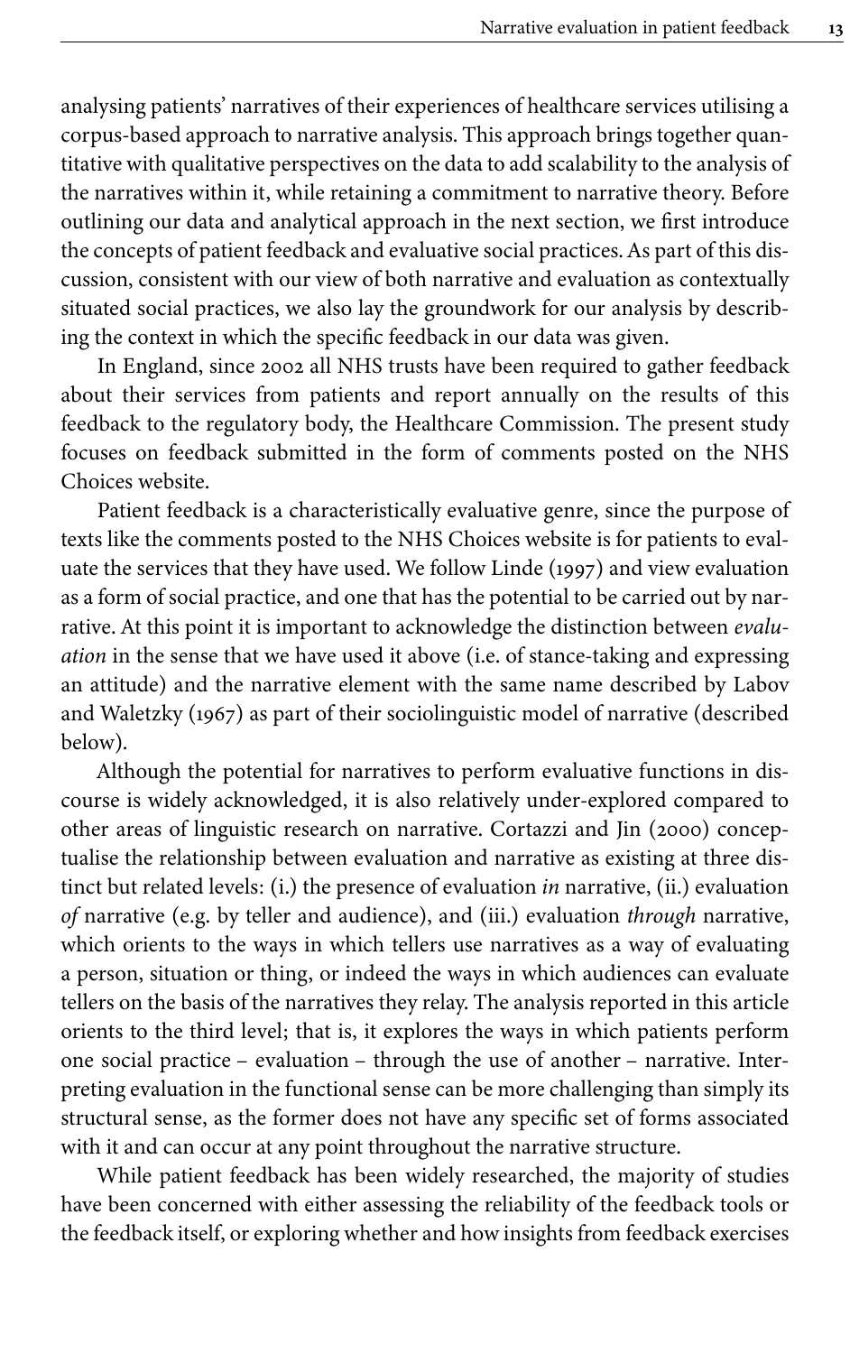analysing patients' narratives of their experiences of healthcare services utilising a corpus-based approach to narrative analysis. This approach brings together quantitative with qualitative perspectives on the data to add scalability to the analysis of the narratives within it, while retaining a commitment to narrative theory. Before outlining our data and analytical approach in the next section, we first introduce the concepts of patient feedback and evaluative social practices. As part of this discussion, consistent with our view of both narrative and evaluation as contextually situated social practices, we also lay the groundwork for our analysis by describing the context in which the specific feedback in our data was given.

In England, since 2002 all NHS trusts have been required to gather feedback about their services from patients and report annually on the results of this feedback to the regulatory body, the Healthcare Commission. The present study focuses on feedback submitted in the form of comments posted on the NHS Choices website.

Patient feedback is a characteristically evaluative genre, since the purpose of texts like the comments posted to the NHS Choices website is for patients to evaluate the services that they have used. We follow Linde (1997) and view evaluation as a form of social practice, and one that has the potential to be carried out by narrative. At this point it is important to acknowledge the distinction between *evaluation* in the sense that we have used it above (i.e. of stance-taking and expressing an attitude) and the narrative element with the same name described by Labov and Waletzky (1967) as part of their sociolinguistic model of narrative (described below).

Although the potential for narratives to perform evaluative functions in discourse is widely acknowledged, it is also relatively under-explored compared to other areas of linguistic research on narrative. Cortazzi and Jin (2000) conceptualise the relationship between evaluation and narrative as existing at three distinct but related levels: (i.) the presence of evaluation *in* narrative, (ii.) evaluation *of* narrative (e.g. by teller and audience), and (iii.) evaluation *through* narrative, which orients to the ways in which tellers use narratives as a way of evaluating a person, situation or thing, or indeed the ways in which audiences can evaluate tellers on the basis of the narratives they relay. The analysis reported in this article orients to the third level; that is, it explores the ways in which patients perform one social practice – evaluation – through the use of another – narrative. Interpreting evaluation in the functional sense can be more challenging than simply its structural sense, as the former does not have any specific set of forms associated with it and can occur at any point throughout the narrative structure.

While patient feedback has been widely researched, the majority of studies have been concerned with either assessing the reliability of the feedback tools or the feedback itself, or exploring whether and how insights from feedback exercises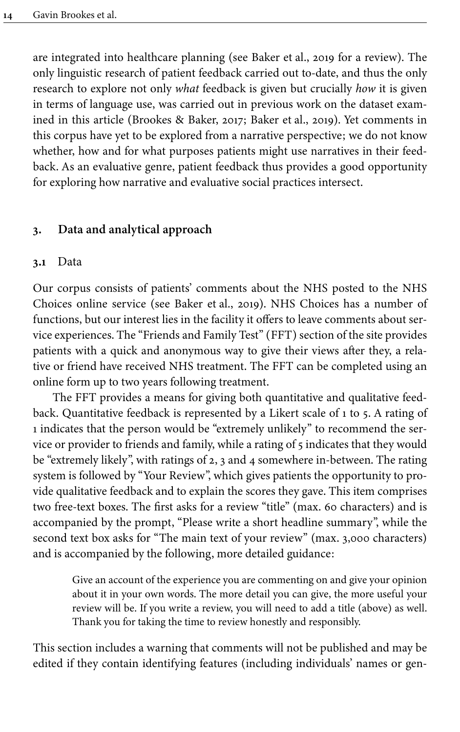are integrated into healthcare planning (see Baker et al., 2019 for a review). The only linguistic research of patient feedback carried out to-date, and thus the only research to explore not only *what* feedback is given but crucially *how* it is given in terms of language use, was carried out in previous work on the dataset examined in this article (Brookes & Baker, 2017; Baker et al., 2019). Yet comments in this corpus have yet to be explored from a narrative perspective; we do not know whether, how and for what purposes patients might use narratives in their feedback. As an evaluative genre, patient feedback thus provides a good opportunity for exploring how narrative and evaluative social practices intersect.

## 3. Data and analytical approach

### 3.1 Data

Our corpus consists of patients' comments about the NHS posted to the NHS Choices online service (see Baker et al., 2019). NHS Choices has a number of functions, but our interest lies in the facility it offers to leave comments about service experiences. The "Friends and Family Test" (FFT) section of the site provides patients with a quick and anonymous way to give their views after they, a relative or friend have received NHS treatment. The FFT can be completed using an online form up to two years following treatment.

The FFT provides a means for giving both quantitative and qualitative feedback. Quantitative feedback is represented by a Likert scale of 1 to 5. A rating of 1 indicates that the person would be "extremely unlikely" to recommend the service or provider to friends and family, while a rating of 5 indicates that they would be "extremely likely", with ratings of 2, 3 and 4 somewhere in-between. The rating system is followed by "Your Review", which gives patients the opportunity to provide qualitative feedback and to explain the scores they gave. This item comprises two free-text boxes. The first asks for a review "title" (max. 60 characters) and is accompanied by the prompt, "Please write a short headline summary", while the second text box asks for "The main text of your review" (max. 3,000 characters) and is accompanied by the following, more detailed guidance:

> Give an account of the experience you are commenting on and give your opinion about it in your own words. The more detail you can give, the more useful your review will be. If you write a review, you will need to add a title (above) as well. Thank you for taking the time to review honestly and responsibly.

This section includes a warning that comments will not be published and may be edited if they contain identifying features (including individuals' names or gen-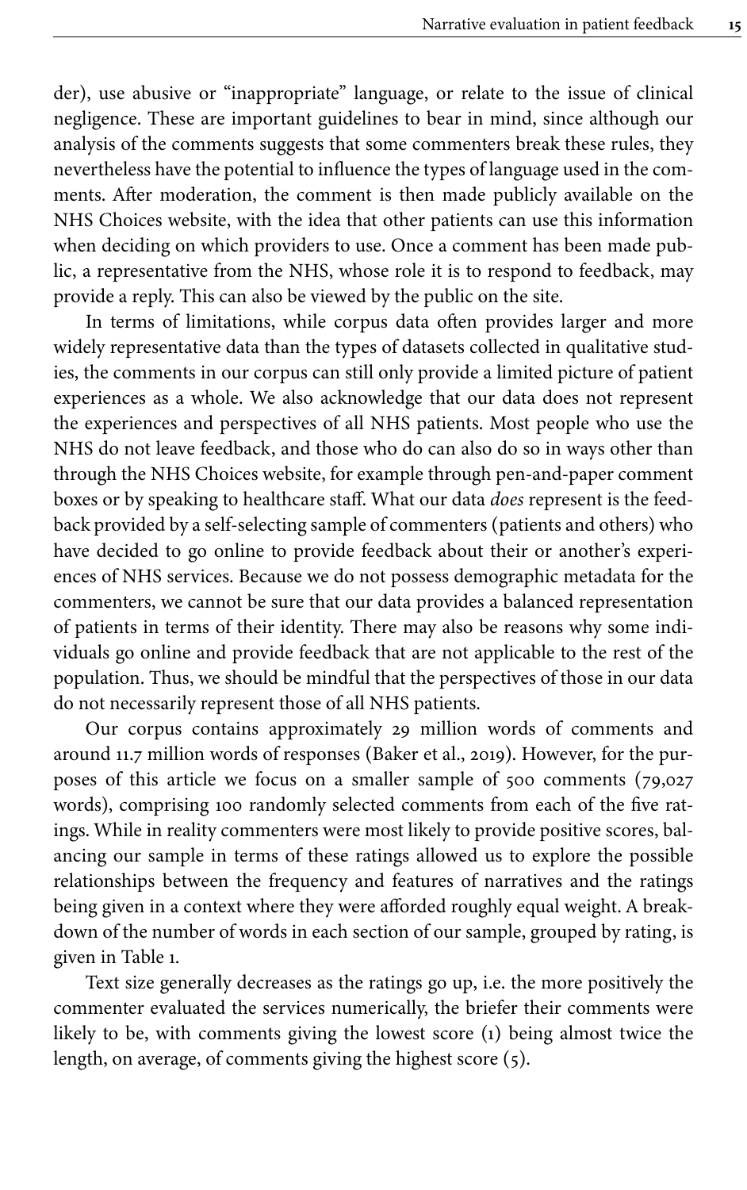der), use abusive or "inappropriate" language, or relate to the issue of clinical negligence. These are important guidelines to bear in mind, since although our analysis of the comments suggests that some commenters break these rules, they nevertheless have the potential to influence the types of language used in the comments. After moderation, the comment is then made publicly available on the NHS Choices website, with the idea that other patients can use this information when deciding on which providers to use. Once a comment has been made public, a representative from the NHS, whose role it is to respond to feedback, may provide a reply. This can also be viewed by the public on the site.

In terms of limitations, while corpus data often provides larger and more widely representative data than the types of datasets collected in qualitative studies, the comments in our corpus can still only provide a limited picture of patient experiences as a whole. We also acknowledge that our data does not represent the experiences and perspectives of all NHS patients. Most people who use the NHS do not leave feedback, and those who do can also do so in ways other than through the NHS Choices website, for example through pen-and-paper comment boxes or by speaking to healthcare staff. What our data *does* represent is the feedback provided by a self-selecting sample of commenters (patients and others) who have decided to go online to provide feedback about their or another's experiences of NHS services. Because we do not possess demographic metadata for the commenters, we cannot be sure that our data provides a balanced representation of patients in terms of their identity. There may also be reasons why some individuals go online and provide feedback that are not applicable to the rest of the population. Thus, we should be mindful that the perspectives of those in our data do not necessarily represent those of all NHS patients.

Our corpus contains approximately 29 million words of comments and around 11.7 million words of responses (Baker et al., 2019). However, for the purposes of this article we focus on a smaller sample of 500 comments (79,027 words), comprising 100 randomly selected comments from each of the five ratings. While in reality commenters were most likely to provide positive scores, balancing our sample in terms of these ratings allowed us to explore the possible relationships between the frequency and features of narratives and the ratings being given in a context where they were afforded roughly equal weight. A breakdown of the number of words in each section of our sample, grouped by rating, is given in Table 1.

Text size generally decreases as the ratings go up, i.e. the more positively the commenter evaluated the services numerically, the briefer their comments were likely to be, with comments giving the lowest score (1) being almost twice the length, on average, of comments giving the highest score (5).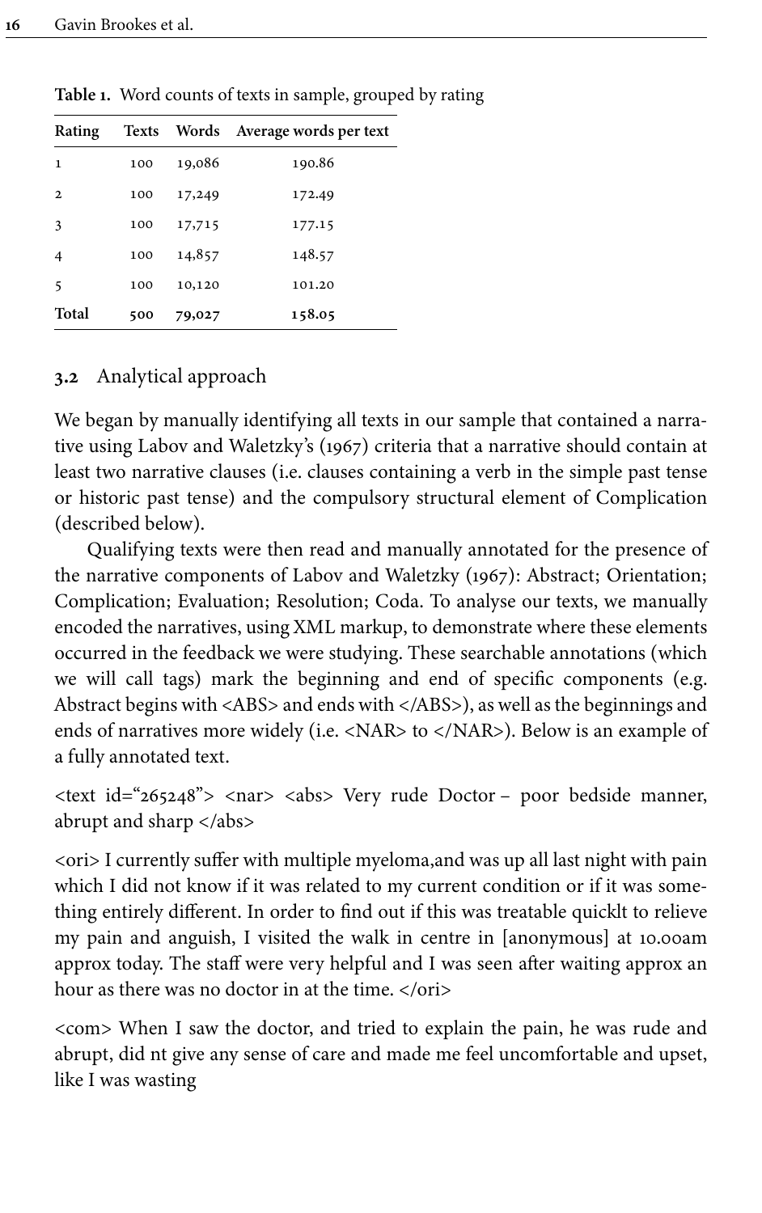**Table 1.** Word counts of texts in sample, grouped by rating

| Rating | Texts | Words | Average words per text |
|---|---|---|---|
| 1 | 100 | 19,086 | 190.86 |
| 2 | 100 | 17,249 | 172.49 |
| 3 | 100 | 17,715 | 177.15 |
| 4 | 100 | 14,857 | 148.57 |
| 5 | 100 | 10,120 | 101.20 |
| **Total** | **500** | **79,027** | **158.05** |

### 3.2 Analytical approach

We began by manually identifying all texts in our sample that contained a narrative using Labov and Waletzky's (1967) criteria that a narrative should contain at least two narrative clauses (i.e. clauses containing a verb in the simple past tense or historic past tense) and the compulsory structural element of Complication (described below).

Qualifying texts were then read and manually annotated for the presence of the narrative components of Labov and Waletzky (1967): Abstract; Orientation; Complication; Evaluation; Resolution; Coda. To analyse our texts, we manually encoded the narratives, using XML markup, to demonstrate where these elements occurred in the feedback we were studying. These searchable annotations (which we will call tags) mark the beginning and end of specific components (e.g. Abstract begins with <ABS> and ends with </ABS>), as well as the beginnings and ends of narratives more widely (i.e. <NAR> to </NAR>). Below is an example of a fully annotated text.

<text id="265248"> <nar> <abs> Very rude Doctor – poor bedside manner, abrupt and sharp </abs>

<ori> I currently suffer with multiple myeloma,and was up all last night with pain which I did not know if it was related to my current condition or if it was something entirely different. In order to find out if this was treatable quicklt to relieve my pain and anguish, I visited the walk in centre in [anonymous] at 10.00am approx today. The staff were very helpful and I was seen after waiting approx an hour as there was no doctor in at the time. </ori>

<com> When I saw the doctor, and tried to explain the pain, he was rude and abrupt, did nt give any sense of care and made me feel uncomfortable and upset, like I was wasting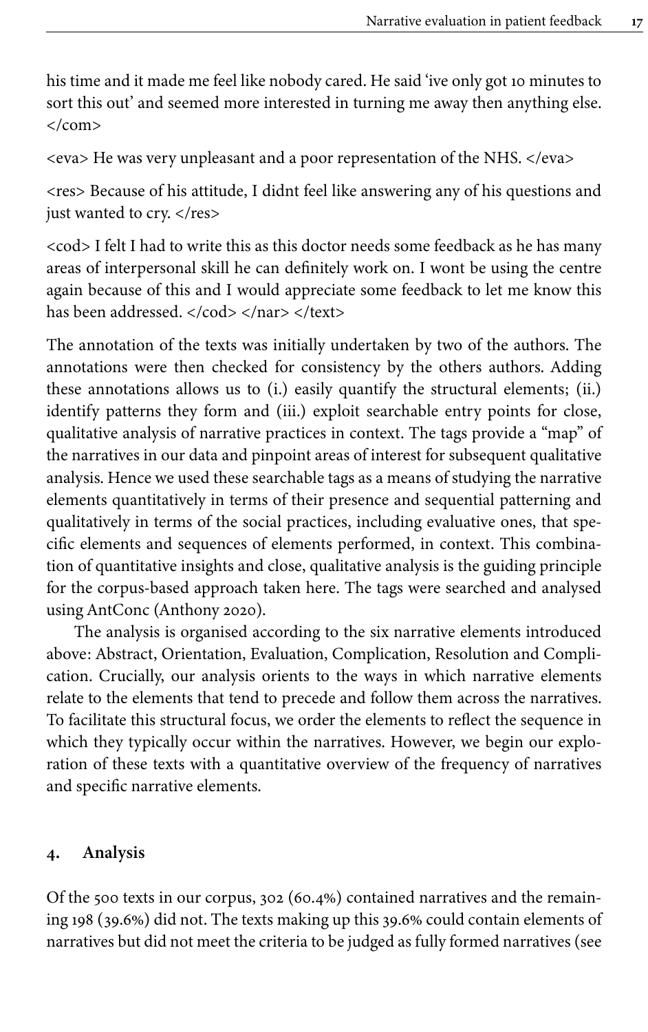his time and it made me feel like nobody cared. He said 'ive only got 10 minutes to sort this out' and seemed more interested in turning me away then anything else. </com>

<eva> He was very unpleasant and a poor representation of the NHS. </eva>

<res> Because of his attitude, I didnt feel like answering any of his questions and just wanted to cry. </res>

<cod> I felt I had to write this as this doctor needs some feedback as he has many areas of interpersonal skill he can definitely work on. I wont be using the centre again because of this and I would appreciate some feedback to let me know this has been addressed. </cod> </nar> </text>

The annotation of the texts was initially undertaken by two of the authors. The annotations were then checked for consistency by the others authors. Adding these annotations allows us to (i.) easily quantify the structural elements; (ii.) identify patterns they form and (iii.) exploit searchable entry points for close, qualitative analysis of narrative practices in context. The tags provide a "map" of the narratives in our data and pinpoint areas of interest for subsequent qualitative analysis. Hence we used these searchable tags as a means of studying the narrative elements quantitatively in terms of their presence and sequential patterning and qualitatively in terms of the social practices, including evaluative ones, that specific elements and sequences of elements performed, in context. This combination of quantitative insights and close, qualitative analysis is the guiding principle for the corpus-based approach taken here. The tags were searched and analysed using AntConc (Anthony 2020).

The analysis is organised according to the six narrative elements introduced above: Abstract, Orientation, Evaluation, Complication, Resolution and Complication. Crucially, our analysis orients to the ways in which narrative elements relate to the elements that tend to precede and follow them across the narratives. To facilitate this structural focus, we order the elements to reflect the sequence in which they typically occur within the narratives. However, we begin our exploration of these texts with a quantitative overview of the frequency of narratives and specific narrative elements.

## 4. Analysis

Of the 500 texts in our corpus, 302 (60.4%) contained narratives and the remaining 198 (39.6%) did not. The texts making up this 39.6% could contain elements of narratives but did not meet the criteria to be judged as fully formed narratives (see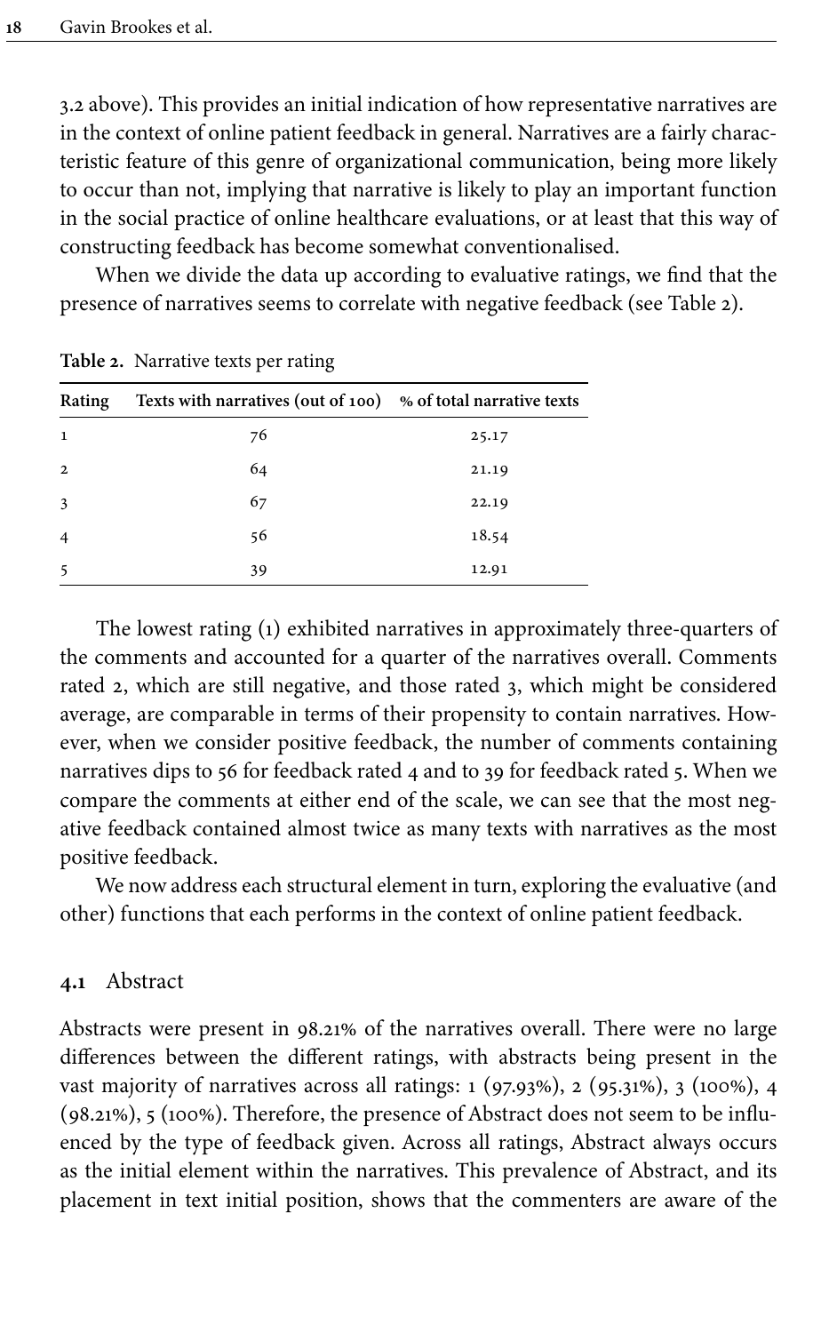3.2 above). This provides an initial indication of how representative narratives are in the context of online patient feedback in general. Narratives are a fairly characteristic feature of this genre of organizational communication, being more likely to occur than not, implying that narrative is likely to play an important function in the social practice of online healthcare evaluations, or at least that this way of constructing feedback has become somewhat conventionalised.

When we divide the data up according to evaluative ratings, we find that the presence of narratives seems to correlate with negative feedback (see Table 2).

**Table 2.** Narrative texts per rating

| Rating | Texts with narratives (out of 100) | % of total narrative texts |
|---|---|---|
| 1 | 76 | 25.17 |
| 2 | 64 | 21.19 |
| 3 | 67 | 22.19 |
| 4 | 56 | 18.54 |
| 5 | 39 | 12.91 |

The lowest rating (1) exhibited narratives in approximately three-quarters of the comments and accounted for a quarter of the narratives overall. Comments rated 2, which are still negative, and those rated 3, which might be considered average, are comparable in terms of their propensity to contain narratives. However, when we consider positive feedback, the number of comments containing narratives dips to 56 for feedback rated 4 and to 39 for feedback rated 5. When we compare the comments at either end of the scale, we can see that the most negative feedback contained almost twice as many texts with narratives as the most positive feedback.

We now address each structural element in turn, exploring the evaluative (and other) functions that each performs in the context of online patient feedback.

### 4.1 Abstract

Abstracts were present in 98.21% of the narratives overall. There were no large differences between the different ratings, with abstracts being present in the vast majority of narratives across all ratings: 1 (97.93%), 2 (95.31%), 3 (100%), 4 (98.21%), 5 (100%). Therefore, the presence of Abstract does not seem to be influenced by the type of feedback given. Across all ratings, Abstract always occurs as the initial element within the narratives. This prevalence of Abstract, and its placement in text initial position, shows that the commenters are aware of the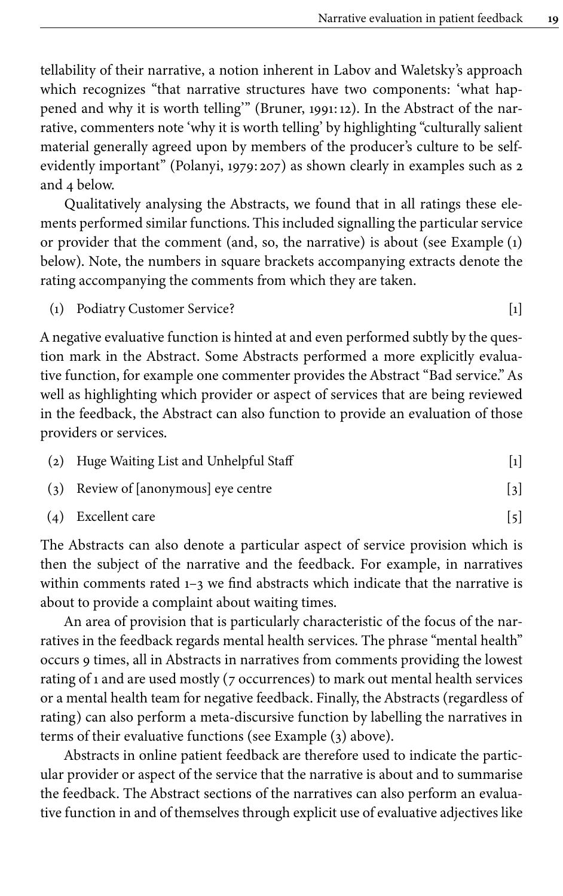tellability of their narrative, a notion inherent in Labov and Waletsky's approach which recognizes "that narrative structures have two components: 'what happened and why it is worth telling'" (Bruner, 1991: 12). In the Abstract of the narrative, commenters note 'why it is worth telling' by highlighting "culturally salient material generally agreed upon by members of the producer's culture to be self-evidently important" (Polanyi, 1979: 207) as shown clearly in examples such as 2 and 4 below.

Qualitatively analysing the Abstracts, we found that in all ratings these elements performed similar functions. This included signalling the particular service or provider that the comment (and, so, the narrative) is about (see Example (1) below). Note, the numbers in square brackets accompanying extracts denote the rating accompanying the comments from which they are taken.

(1) Podiatry Customer Service? [1]

A negative evaluative function is hinted at and even performed subtly by the question mark in the Abstract. Some Abstracts performed a more explicitly evaluative function, for example one commenter provides the Abstract "Bad service." As well as highlighting which provider or aspect of services that are being reviewed in the feedback, the Abstract can also function to provide an evaluation of those providers or services.

(2) Huge Waiting List and Unhelpful Staff [1]

(3) Review of [anonymous] eye centre [3]

(4) Excellent care [5]

The Abstracts can also denote a particular aspect of service provision which is then the subject of the narrative and the feedback. For example, in narratives within comments rated 1–3 we find abstracts which indicate that the narrative is about to provide a complaint about waiting times.

An area of provision that is particularly characteristic of the focus of the narratives in the feedback regards mental health services. The phrase "mental health" occurs 9 times, all in Abstracts in narratives from comments providing the lowest rating of 1 and are used mostly (7 occurrences) to mark out mental health services or a mental health team for negative feedback. Finally, the Abstracts (regardless of rating) can also perform a meta-discursive function by labelling the narratives in terms of their evaluative functions (see Example (3) above).

Abstracts in online patient feedback are therefore used to indicate the particular provider or aspect of the service that the narrative is about and to summarise the feedback. The Abstract sections of the narratives can also perform an evaluative function in and of themselves through explicit use of evaluative adjectives like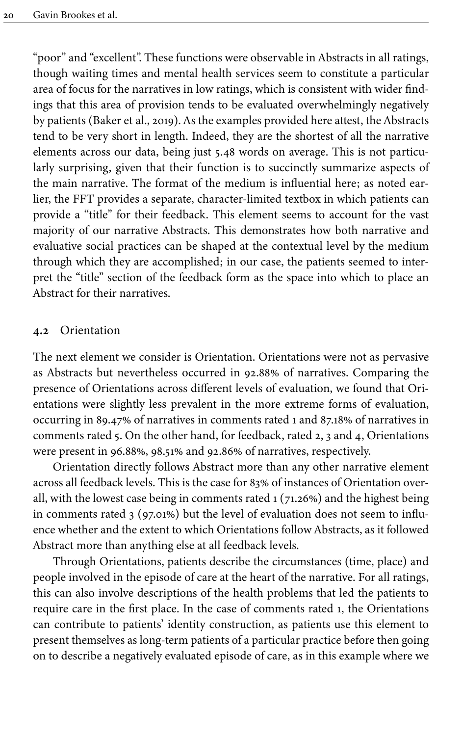"poor" and "excellent". These functions were observable in Abstracts in all ratings, though waiting times and mental health services seem to constitute a particular area of focus for the narratives in low ratings, which is consistent with wider findings that this area of provision tends to be evaluated overwhelmingly negatively by patients (Baker et al., 2019). As the examples provided here attest, the Abstracts tend to be very short in length. Indeed, they are the shortest of all the narrative elements across our data, being just 5.48 words on average. This is not particularly surprising, given that their function is to succinctly summarize aspects of the main narrative. The format of the medium is influential here; as noted earlier, the FFT provides a separate, character-limited textbox in which patients can provide a "title" for their feedback. This element seems to account for the vast majority of our narrative Abstracts. This demonstrates how both narrative and evaluative social practices can be shaped at the contextual level by the medium through which they are accomplished; in our case, the patients seemed to interpret the "title" section of the feedback form as the space into which to place an Abstract for their narratives.

### 4.2 Orientation

The next element we consider is Orientation. Orientations were not as pervasive as Abstracts but nevertheless occurred in 92.88% of narratives. Comparing the presence of Orientations across different levels of evaluation, we found that Orientations were slightly less prevalent in the more extreme forms of evaluation, occurring in 89.47% of narratives in comments rated 1 and 87.18% of narratives in comments rated 5. On the other hand, for feedback, rated 2, 3 and 4, Orientations were present in 96.88%, 98.51% and 92.86% of narratives, respectively.

Orientation directly follows Abstract more than any other narrative element across all feedback levels. This is the case for 83% of instances of Orientation overall, with the lowest case being in comments rated 1 (71.26%) and the highest being in comments rated 3 (97.01%) but the level of evaluation does not seem to influence whether and the extent to which Orientations follow Abstracts, as it followed Abstract more than anything else at all feedback levels.

Through Orientations, patients describe the circumstances (time, place) and people involved in the episode of care at the heart of the narrative. For all ratings, this can also involve descriptions of the health problems that led the patients to require care in the first place. In the case of comments rated 1, the Orientations can contribute to patients' identity construction, as patients use this element to present themselves as long-term patients of a particular practice before then going on to describe a negatively evaluated episode of care, as in this example where we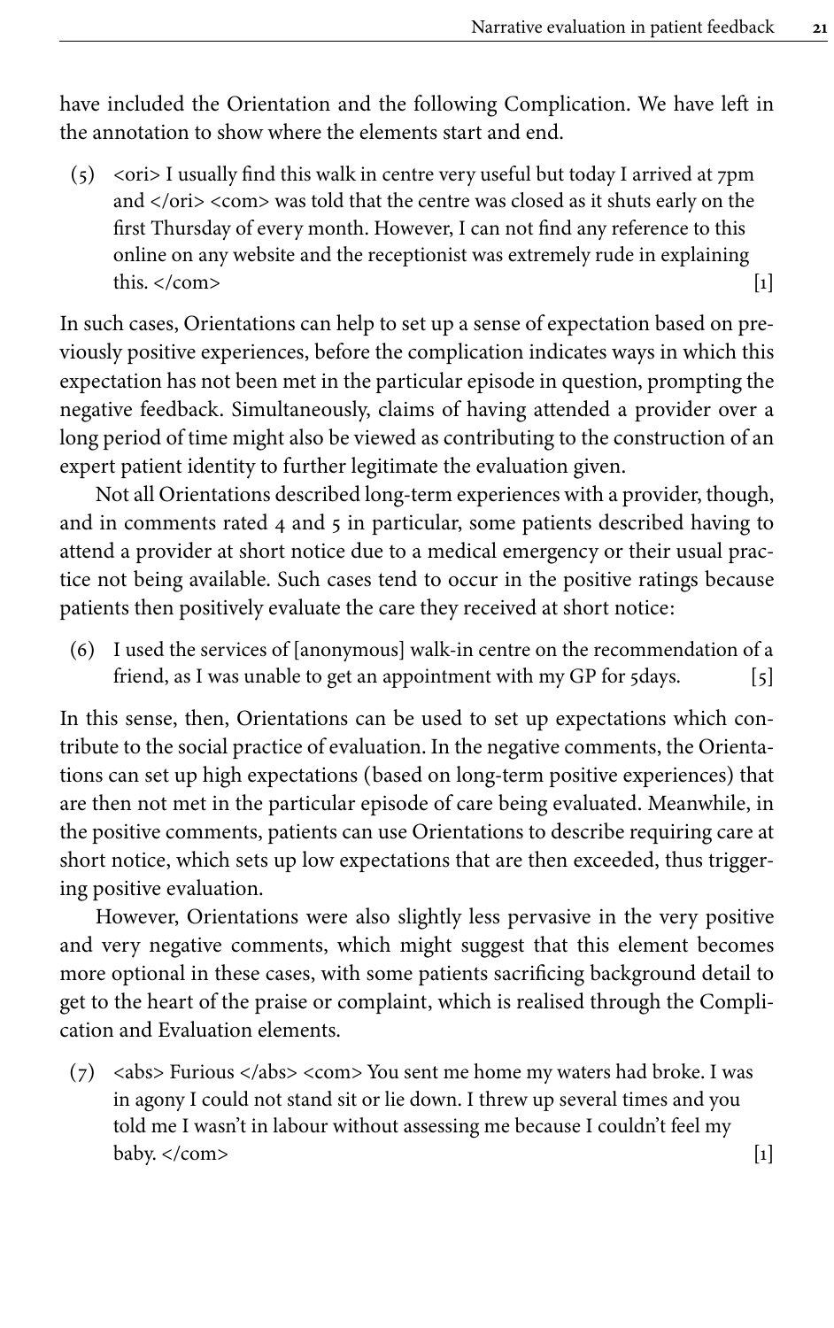have included the Orientation and the following Complication. We have left in the annotation to show where the elements start and end.

(5) <ori> I usually find this walk in centre very useful but today I arrived at 7pm and </ori> <com> was told that the centre was closed as it shuts early on the first Thursday of every month. However, I can not find any reference to this online on any website and the receptionist was extremely rude in explaining this. </com> [1]

In such cases, Orientations can help to set up a sense of expectation based on previously positive experiences, before the complication indicates ways in which this expectation has not been met in the particular episode in question, prompting the negative feedback. Simultaneously, claims of having attended a provider over a long period of time might also be viewed as contributing to the construction of an expert patient identity to further legitimate the evaluation given.

Not all Orientations described long-term experiences with a provider, though, and in comments rated 4 and 5 in particular, some patients described having to attend a provider at short notice due to a medical emergency or their usual practice not being available. Such cases tend to occur in the positive ratings because patients then positively evaluate the care they received at short notice:

(6) I used the services of [anonymous] walk-in centre on the recommendation of a friend, as I was unable to get an appointment with my GP for 5days. [5]

In this sense, then, Orientations can be used to set up expectations which contribute to the social practice of evaluation. In the negative comments, the Orientations can set up high expectations (based on long-term positive experiences) that are then not met in the particular episode of care being evaluated. Meanwhile, in the positive comments, patients can use Orientations to describe requiring care at short notice, which sets up low expectations that are then exceeded, thus triggering positive evaluation.

However, Orientations were also slightly less pervasive in the very positive and very negative comments, which might suggest that this element becomes more optional in these cases, with some patients sacrificing background detail to get to the heart of the praise or complaint, which is realised through the Complication and Evaluation elements.

(7) <abs> Furious </abs> <com> You sent me home my waters had broke. I was in agony I could not stand sit or lie down. I threw up several times and you told me I wasn't in labour without assessing me because I couldn't feel my baby. </com> [1]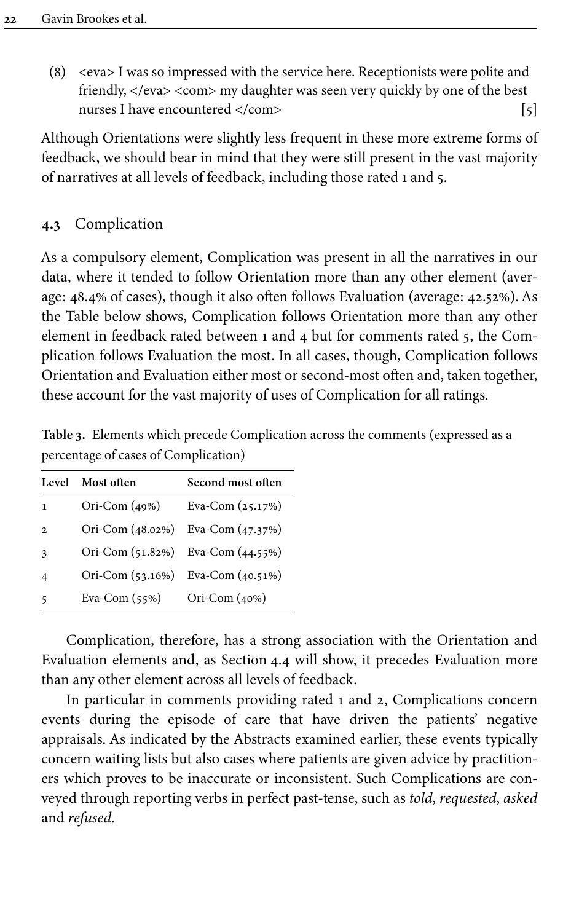(8) <eva> I was so impressed with the service here. Receptionists were polite and friendly, </eva> <com> my daughter was seen very quickly by one of the best nurses I have encountered </com> [5]

Although Orientations were slightly less frequent in these more extreme forms of feedback, we should bear in mind that they were still present in the vast majority of narratives at all levels of feedback, including those rated 1 and 5.

### 4.3 Complication

As a compulsory element, Complication was present in all the narratives in our data, where it tended to follow Orientation more than any other element (average: 48.4% of cases), though it also often follows Evaluation (average: 42.52%). As the Table below shows, Complication follows Orientation more than any other element in feedback rated between 1 and 4 but for comments rated 5, the Complication follows Evaluation the most. In all cases, though, Complication follows Orientation and Evaluation either most or second-most often and, taken together, these account for the vast majority of uses of Complication for all ratings.

**Table 3.** Elements which precede Complication across the comments (expressed as a percentage of cases of Complication)

| Level | Most often | Second most often |
|---|---|---|
| 1 | Ori-Com (49%) | Eva-Com (25.17%) |
| 2 | Ori-Com (48.02%) | Eva-Com (47.37%) |
| 3 | Ori-Com (51.82%) | Eva-Com (44.55%) |
| 4 | Ori-Com (53.16%) | Eva-Com (40.51%) |
| 5 | Eva-Com (55%) | Ori-Com (40%) |

Complication, therefore, has a strong association with the Orientation and Evaluation elements and, as Section 4.4 will show, it precedes Evaluation more than any other element across all levels of feedback.

In particular in comments providing rated 1 and 2, Complications concern events during the episode of care that have driven the patients' negative appraisals. As indicated by the Abstracts examined earlier, these events typically concern waiting lists but also cases where patients are given advice by practitioners which proves to be inaccurate or inconsistent. Such Complications are conveyed through reporting verbs in perfect past-tense, such as *told*, *requested*, *asked* and *refused*.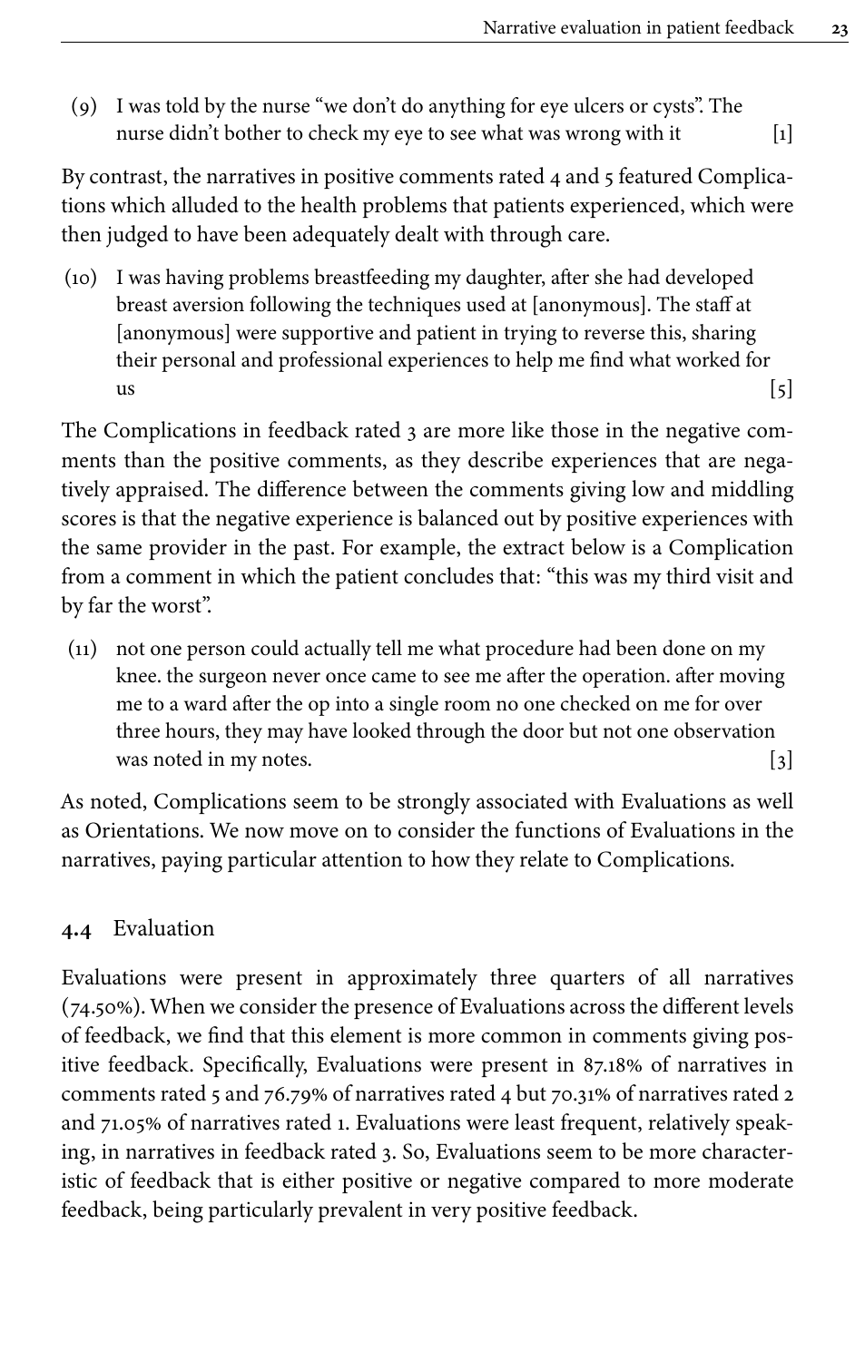(9) I was told by the nurse "we don't do anything for eye ulcers or cysts". The nurse didn't bother to check my eye to see what was wrong with it [1]

By contrast, the narratives in positive comments rated 4 and 5 featured Complications which alluded to the health problems that patients experienced, which were then judged to have been adequately dealt with through care.

(10) I was having problems breastfeeding my daughter, after she had developed breast aversion following the techniques used at [anonymous]. The staff at [anonymous] were supportive and patient in trying to reverse this, sharing their personal and professional experiences to help me find what worked for us [5]

The Complications in feedback rated 3 are more like those in the negative comments than the positive comments, as they describe experiences that are negatively appraised. The difference between the comments giving low and middling scores is that the negative experience is balanced out by positive experiences with the same provider in the past. For example, the extract below is a Complication from a comment in which the patient concludes that: "this was my third visit and by far the worst".

(11) not one person could actually tell me what procedure had been done on my knee. the surgeon never once came to see me after the operation. after moving me to a ward after the op into a single room no one checked on me for over three hours, they may have looked through the door but not one observation was noted in my notes. [3]

As noted, Complications seem to be strongly associated with Evaluations as well as Orientations. We now move on to consider the functions of Evaluations in the narratives, paying particular attention to how they relate to Complications.

### 4.4 Evaluation

Evaluations were present in approximately three quarters of all narratives (74.50%). When we consider the presence of Evaluations across the different levels of feedback, we find that this element is more common in comments giving positive feedback. Specifically, Evaluations were present in 87.18% of narratives in comments rated 5 and 76.79% of narratives rated 4 but 70.31% of narratives rated 2 and 71.05% of narratives rated 1. Evaluations were least frequent, relatively speaking, in narratives in feedback rated 3. So, Evaluations seem to be more characteristic of feedback that is either positive or negative compared to more moderate feedback, being particularly prevalent in very positive feedback.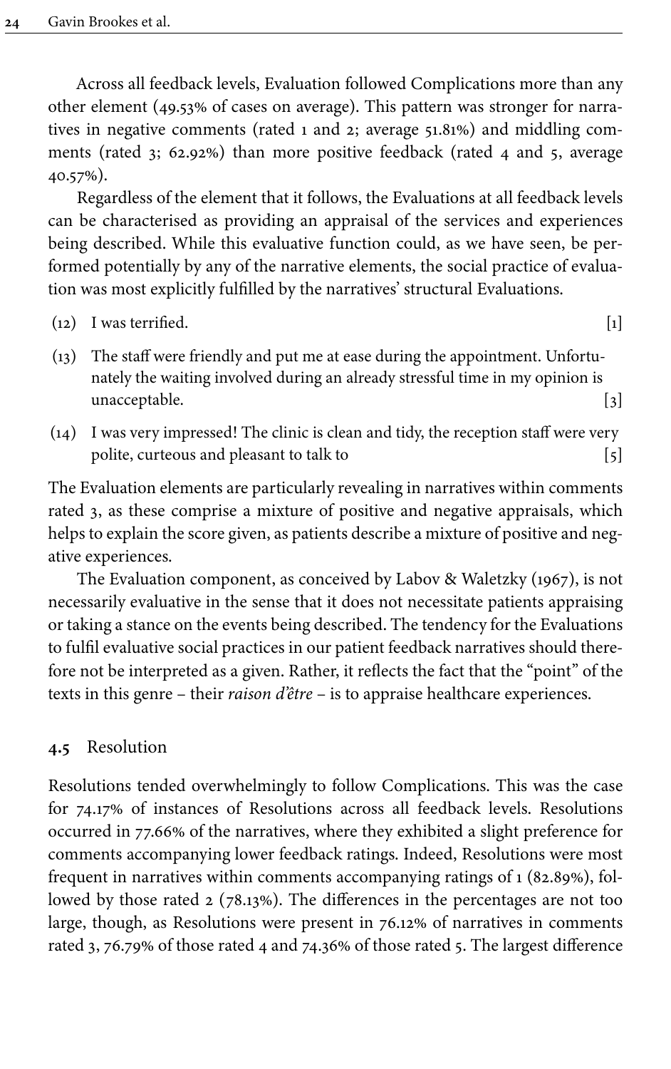Across all feedback levels, Evaluation followed Complications more than any other element (49.53% of cases on average). This pattern was stronger for narratives in negative comments (rated 1 and 2; average 51.81%) and middling comments (rated 3; 62.92%) than more positive feedback (rated 4 and 5, average 40.57%).

Regardless of the element that it follows, the Evaluations at all feedback levels can be characterised as providing an appraisal of the services and experiences being described. While this evaluative function could, as we have seen, be performed potentially by any of the narrative elements, the social practice of evaluation was most explicitly fulfilled by the narratives' structural Evaluations.

(12) I was terrified. [1]

(13) The staff were friendly and put me at ease during the appointment. Unfortunately the waiting involved during an already stressful time in my opinion is unacceptable. [3]

(14) I was very impressed! The clinic is clean and tidy, the reception staff were very polite, curteous and pleasant to talk to [5]

The Evaluation elements are particularly revealing in narratives within comments rated 3, as these comprise a mixture of positive and negative appraisals, which helps to explain the score given, as patients describe a mixture of positive and negative experiences.

The Evaluation component, as conceived by Labov & Waletzky (1967), is not necessarily evaluative in the sense that it does not necessitate patients appraising or taking a stance on the events being described. The tendency for the Evaluations to fulfil evaluative social practices in our patient feedback narratives should therefore not be interpreted as a given. Rather, it reflects the fact that the "point" of the texts in this genre – their *raison d'être* – is to appraise healthcare experiences.

### 4.5 Resolution

Resolutions tended overwhelmingly to follow Complications. This was the case for 74.17% of instances of Resolutions across all feedback levels. Resolutions occurred in 77.66% of the narratives, where they exhibited a slight preference for comments accompanying lower feedback ratings. Indeed, Resolutions were most frequent in narratives within comments accompanying ratings of 1 (82.89%), followed by those rated 2 (78.13%). The differences in the percentages are not too large, though, as Resolutions were present in 76.12% of narratives in comments rated 3, 76.79% of those rated 4 and 74.36% of those rated 5. The largest difference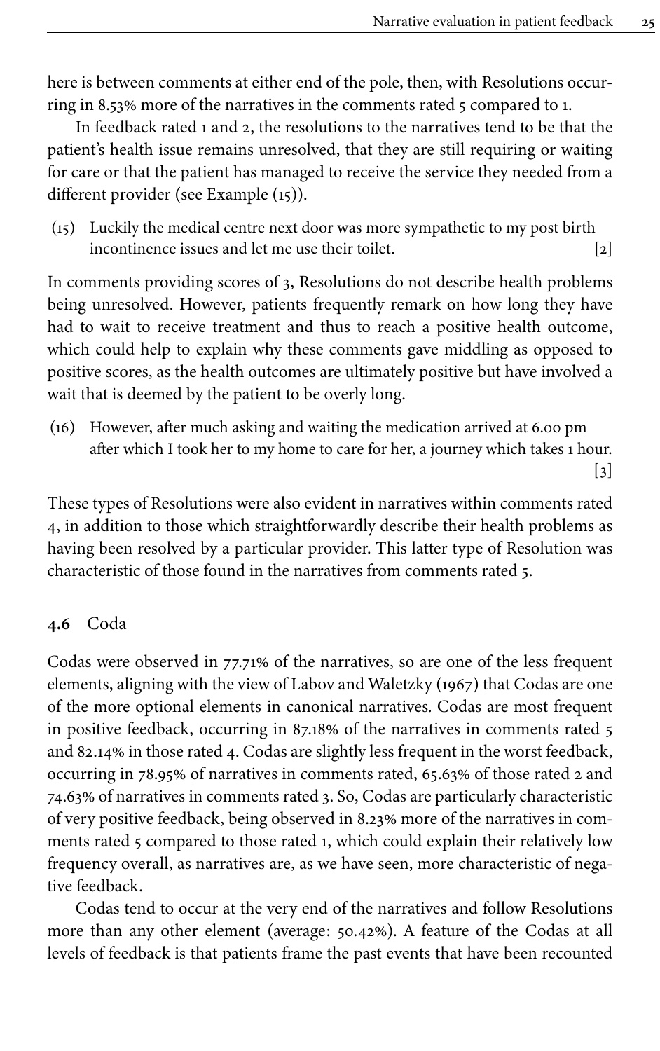here is between comments at either end of the pole, then, with Resolutions occurring in 8.53% more of the narratives in the comments rated 5 compared to 1.

In feedback rated 1 and 2, the resolutions to the narratives tend to be that the patient's health issue remains unresolved, that they are still requiring or waiting for care or that the patient has managed to receive the service they needed from a different provider (see Example (15)).

(15) Luckily the medical centre next door was more sympathetic to my post birth incontinence issues and let me use their toilet. [2]

In comments providing scores of 3, Resolutions do not describe health problems being unresolved. However, patients frequently remark on how long they have had to wait to receive treatment and thus to reach a positive health outcome, which could help to explain why these comments gave middling as opposed to positive scores, as the health outcomes are ultimately positive but have involved a wait that is deemed by the patient to be overly long.

(16) However, after much asking and waiting the medication arrived at 6.00 pm after which I took her to my home to care for her, a journey which takes 1 hour. [3]

These types of Resolutions were also evident in narratives within comments rated 4, in addition to those which straightforwardly describe their health problems as having been resolved by a particular provider. This latter type of Resolution was characteristic of those found in the narratives from comments rated 5.

### 4.6 Coda

Codas were observed in 77.71% of the narratives, so are one of the less frequent elements, aligning with the view of Labov and Waletzky (1967) that Codas are one of the more optional elements in canonical narratives. Codas are most frequent in positive feedback, occurring in 87.18% of the narratives in comments rated 5 and 82.14% in those rated 4. Codas are slightly less frequent in the worst feedback, occurring in 78.95% of narratives in comments rated, 65.63% of those rated 2 and 74.63% of narratives in comments rated 3. So, Codas are particularly characteristic of very positive feedback, being observed in 8.23% more of the narratives in comments rated 5 compared to those rated 1, which could explain their relatively low frequency overall, as narratives are, as we have seen, more characteristic of negative feedback.

Codas tend to occur at the very end of the narratives and follow Resolutions more than any other element (average: 50.42%). A feature of the Codas at all levels of feedback is that patients frame the past events that have been recounted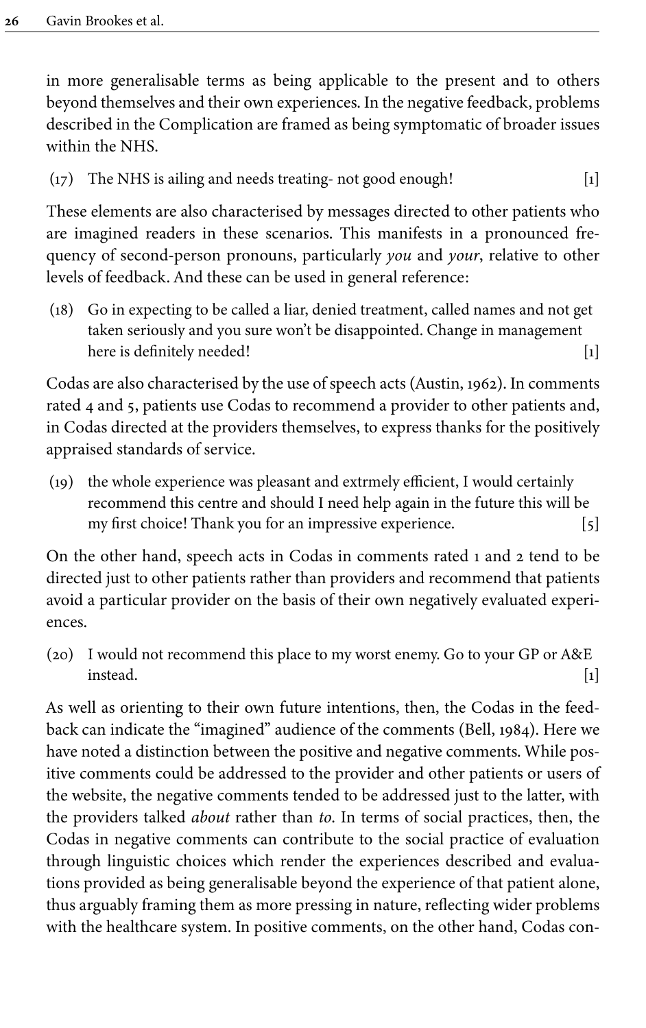in more generalisable terms as being applicable to the present and to others beyond themselves and their own experiences. In the negative feedback, problems described in the Complication are framed as being symptomatic of broader issues within the NHS.

(17) The NHS is ailing and needs treating- not good enough! [1]

These elements are also characterised by messages directed to other patients who are imagined readers in these scenarios. This manifests in a pronounced frequency of second-person pronouns, particularly *you* and *your*, relative to other levels of feedback. And these can be used in general reference:

(18) Go in expecting to be called a liar, denied treatment, called names and not get taken seriously and you sure won't be disappointed. Change in management here is definitely needed! [1]

Codas are also characterised by the use of speech acts (Austin, 1962). In comments rated 4 and 5, patients use Codas to recommend a provider to other patients and, in Codas directed at the providers themselves, to express thanks for the positively appraised standards of service.

(19) the whole experience was pleasant and extrmely efficient, I would certainly recommend this centre and should I need help again in the future this will be my first choice! Thank you for an impressive experience. [5]

On the other hand, speech acts in Codas in comments rated 1 and 2 tend to be directed just to other patients rather than providers and recommend that patients avoid a particular provider on the basis of their own negatively evaluated experiences.

(20) I would not recommend this place to my worst enemy. Go to your GP or A&E instead. [1]

As well as orienting to their own future intentions, then, the Codas in the feedback can indicate the "imagined" audience of the comments (Bell, 1984). Here we have noted a distinction between the positive and negative comments. While positive comments could be addressed to the provider and other patients or users of the website, the negative comments tended to be addressed just to the latter, with the providers talked *about* rather than *to*. In terms of social practices, then, the Codas in negative comments can contribute to the social practice of evaluation through linguistic choices which render the experiences described and evaluations provided as being generalisable beyond the experience of that patient alone, thus arguably framing them as more pressing in nature, reflecting wider problems with the healthcare system. In positive comments, on the other hand, Codas con-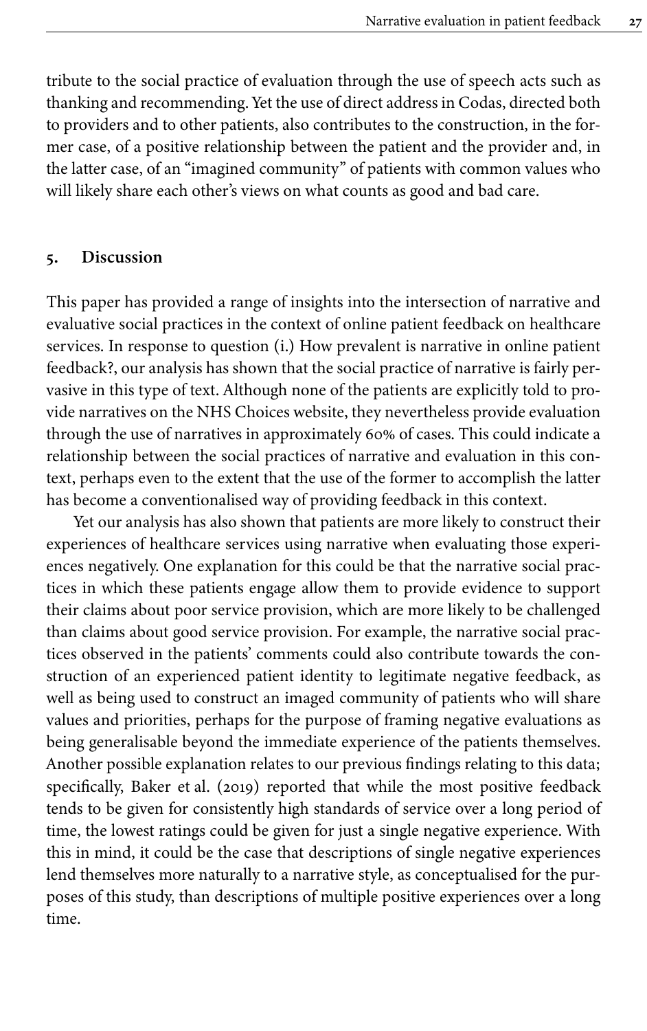tribute to the social practice of evaluation through the use of speech acts such as thanking and recommending. Yet the use of direct address in Codas, directed both to providers and to other patients, also contributes to the construction, in the former case, of a positive relationship between the patient and the provider and, in the latter case, of an "imagined community" of patients with common values who will likely share each other's views on what counts as good and bad care.

## 5. Discussion

This paper has provided a range of insights into the intersection of narrative and evaluative social practices in the context of online patient feedback on healthcare services. In response to question (i.) How prevalent is narrative in online patient feedback?, our analysis has shown that the social practice of narrative is fairly pervasive in this type of text. Although none of the patients are explicitly told to provide narratives on the NHS Choices website, they nevertheless provide evaluation through the use of narratives in approximately 60% of cases. This could indicate a relationship between the social practices of narrative and evaluation in this context, perhaps even to the extent that the use of the former to accomplish the latter has become a conventionalised way of providing feedback in this context.

Yet our analysis has also shown that patients are more likely to construct their experiences of healthcare services using narrative when evaluating those experiences negatively. One explanation for this could be that the narrative social practices in which these patients engage allow them to provide evidence to support their claims about poor service provision, which are more likely to be challenged than claims about good service provision. For example, the narrative social practices observed in the patients' comments could also contribute towards the construction of an experienced patient identity to legitimate negative feedback, as well as being used to construct an imaged community of patients who will share values and priorities, perhaps for the purpose of framing negative evaluations as being generalisable beyond the immediate experience of the patients themselves. Another possible explanation relates to our previous findings relating to this data; specifically, Baker et al. (2019) reported that while the most positive feedback tends to be given for consistently high standards of service over a long period of time, the lowest ratings could be given for just a single negative experience. With this in mind, it could be the case that descriptions of single negative experiences lend themselves more naturally to a narrative style, as conceptualised for the purposes of this study, than descriptions of multiple positive experiences over a long time.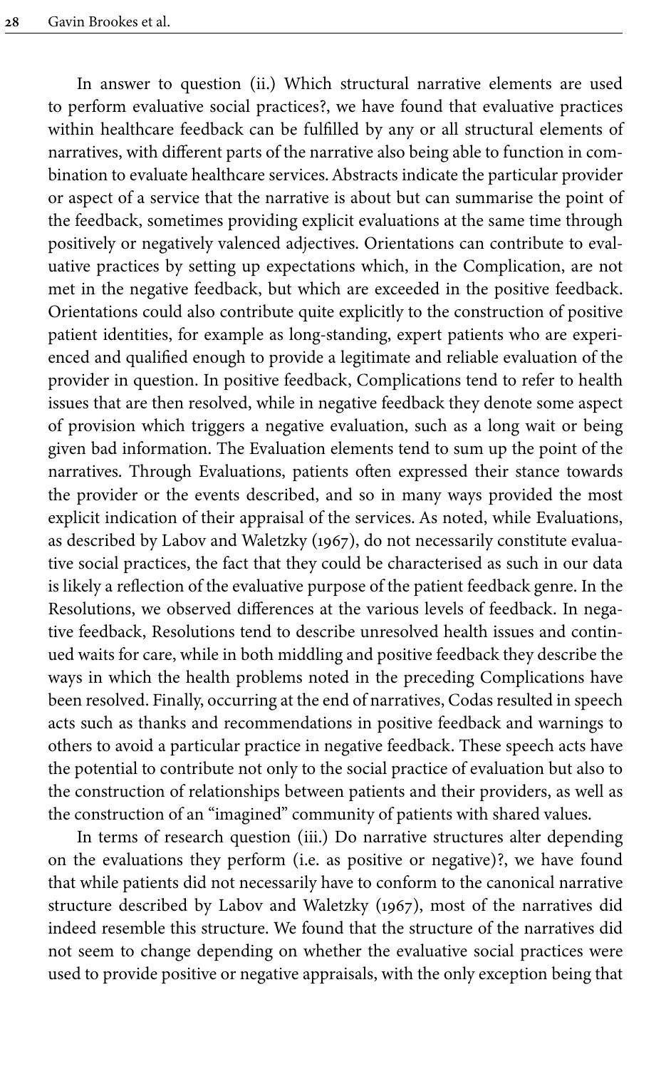In answer to question (ii.) Which structural narrative elements are used to perform evaluative social practices?, we have found that evaluative practices within healthcare feedback can be fulfilled by any or all structural elements of narratives, with different parts of the narrative also being able to function in combination to evaluate healthcare services. Abstracts indicate the particular provider or aspect of a service that the narrative is about but can summarise the point of the feedback, sometimes providing explicit evaluations at the same time through positively or negatively valenced adjectives. Orientations can contribute to evaluative practices by setting up expectations which, in the Complication, are not met in the negative feedback, but which are exceeded in the positive feedback. Orientations could also contribute quite explicitly to the construction of positive patient identities, for example as long-standing, expert patients who are experienced and qualified enough to provide a legitimate and reliable evaluation of the provider in question. In positive feedback, Complications tend to refer to health issues that are then resolved, while in negative feedback they denote some aspect of provision which triggers a negative evaluation, such as a long wait or being given bad information. The Evaluation elements tend to sum up the point of the narratives. Through Evaluations, patients often expressed their stance towards the provider or the events described, and so in many ways provided the most explicit indication of their appraisal of the services. As noted, while Evaluations, as described by Labov and Waletzky (1967), do not necessarily constitute evaluative social practices, the fact that they could be characterised as such in our data is likely a reflection of the evaluative purpose of the patient feedback genre. In the Resolutions, we observed differences at the various levels of feedback. In negative feedback, Resolutions tend to describe unresolved health issues and continued waits for care, while in both middling and positive feedback they describe the ways in which the health problems noted in the preceding Complications have been resolved. Finally, occurring at the end of narratives, Codas resulted in speech acts such as thanks and recommendations in positive feedback and warnings to others to avoid a particular practice in negative feedback. These speech acts have the potential to contribute not only to the social practice of evaluation but also to the construction of relationships between patients and their providers, as well as the construction of an "imagined" community of patients with shared values.

In terms of research question (iii.) Do narrative structures alter depending on the evaluations they perform (i.e. as positive or negative)?, we have found that while patients did not necessarily have to conform to the canonical narrative structure described by Labov and Waletzky (1967), most of the narratives did indeed resemble this structure. We found that the structure of the narratives did not seem to change depending on whether the evaluative social practices were used to provide positive or negative appraisals, with the only exception being that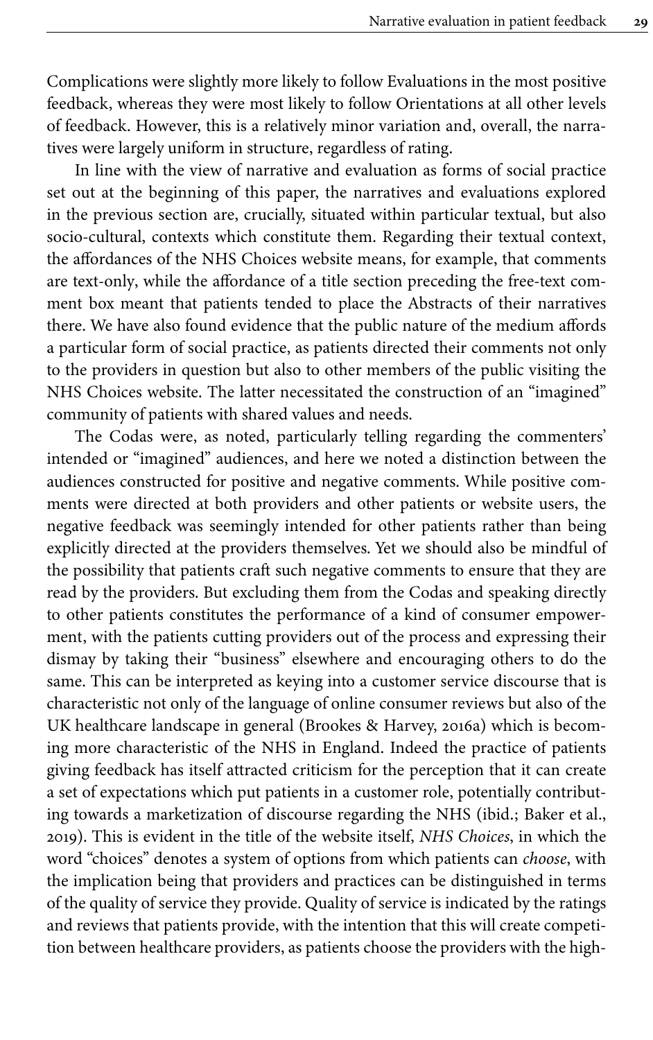Complications were slightly more likely to follow Evaluations in the most positive feedback, whereas they were most likely to follow Orientations at all other levels of feedback. However, this is a relatively minor variation and, overall, the narratives were largely uniform in structure, regardless of rating.

In line with the view of narrative and evaluation as forms of social practice set out at the beginning of this paper, the narratives and evaluations explored in the previous section are, crucially, situated within particular textual, but also socio-cultural, contexts which constitute them. Regarding their textual context, the affordances of the NHS Choices website means, for example, that comments are text-only, while the affordance of a title section preceding the free-text comment box meant that patients tended to place the Abstracts of their narratives there. We have also found evidence that the public nature of the medium affords a particular form of social practice, as patients directed their comments not only to the providers in question but also to other members of the public visiting the NHS Choices website. The latter necessitated the construction of an "imagined" community of patients with shared values and needs.

The Codas were, as noted, particularly telling regarding the commenters' intended or "imagined" audiences, and here we noted a distinction between the audiences constructed for positive and negative comments. While positive comments were directed at both providers and other patients or website users, the negative feedback was seemingly intended for other patients rather than being explicitly directed at the providers themselves. Yet we should also be mindful of the possibility that patients craft such negative comments to ensure that they are read by the providers. But excluding them from the Codas and speaking directly to other patients constitutes the performance of a kind of consumer empowerment, with the patients cutting providers out of the process and expressing their dismay by taking their "business" elsewhere and encouraging others to do the same. This can be interpreted as keying into a customer service discourse that is characteristic not only of the language of online consumer reviews but also of the UK healthcare landscape in general (Brookes & Harvey, 2016a) which is becoming more characteristic of the NHS in England. Indeed the practice of patients giving feedback has itself attracted criticism for the perception that it can create a set of expectations which put patients in a customer role, potentially contributing towards a marketization of discourse regarding the NHS (ibid.; Baker et al., 2019). This is evident in the title of the website itself, *NHS Choices*, in which the word "choices" denotes a system of options from which patients can *choose*, with the implication being that providers and practices can be distinguished in terms of the quality of service they provide. Quality of service is indicated by the ratings and reviews that patients provide, with the intention that this will create competition between healthcare providers, as patients choose the providers with the high-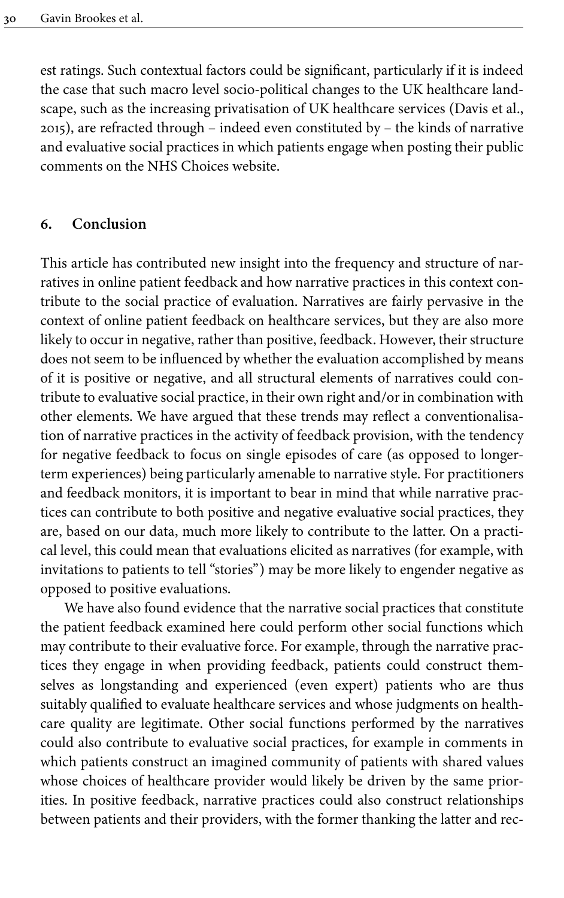est ratings. Such contextual factors could be significant, particularly if it is indeed the case that such macro level socio-political changes to the UK healthcare landscape, such as the increasing privatisation of UK healthcare services (Davis et al., 2015), are refracted through – indeed even constituted by – the kinds of narrative and evaluative social practices in which patients engage when posting their public comments on the NHS Choices website.

## 6. Conclusion

This article has contributed new insight into the frequency and structure of narratives in online patient feedback and how narrative practices in this context contribute to the social practice of evaluation. Narratives are fairly pervasive in the context of online patient feedback on healthcare services, but they are also more likely to occur in negative, rather than positive, feedback. However, their structure does not seem to be influenced by whether the evaluation accomplished by means of it is positive or negative, and all structural elements of narratives could contribute to evaluative social practice, in their own right and/or in combination with other elements. We have argued that these trends may reflect a conventionalisation of narrative practices in the activity of feedback provision, with the tendency for negative feedback to focus on single episodes of care (as opposed to longer-term experiences) being particularly amenable to narrative style. For practitioners and feedback monitors, it is important to bear in mind that while narrative practices can contribute to both positive and negative evaluative social practices, they are, based on our data, much more likely to contribute to the latter. On a practical level, this could mean that evaluations elicited as narratives (for example, with invitations to patients to tell "stories") may be more likely to engender negative as opposed to positive evaluations.

We have also found evidence that the narrative social practices that constitute the patient feedback examined here could perform other social functions which may contribute to their evaluative force. For example, through the narrative practices they engage in when providing feedback, patients could construct themselves as longstanding and experienced (even expert) patients who are thus suitably qualified to evaluate healthcare services and whose judgments on healthcare quality are legitimate. Other social functions performed by the narratives could also contribute to evaluative social practices, for example in comments in which patients construct an imagined community of patients with shared values whose choices of healthcare provider would likely be driven by the same priorities. In positive feedback, narrative practices could also construct relationships between patients and their providers, with the former thanking the latter and rec-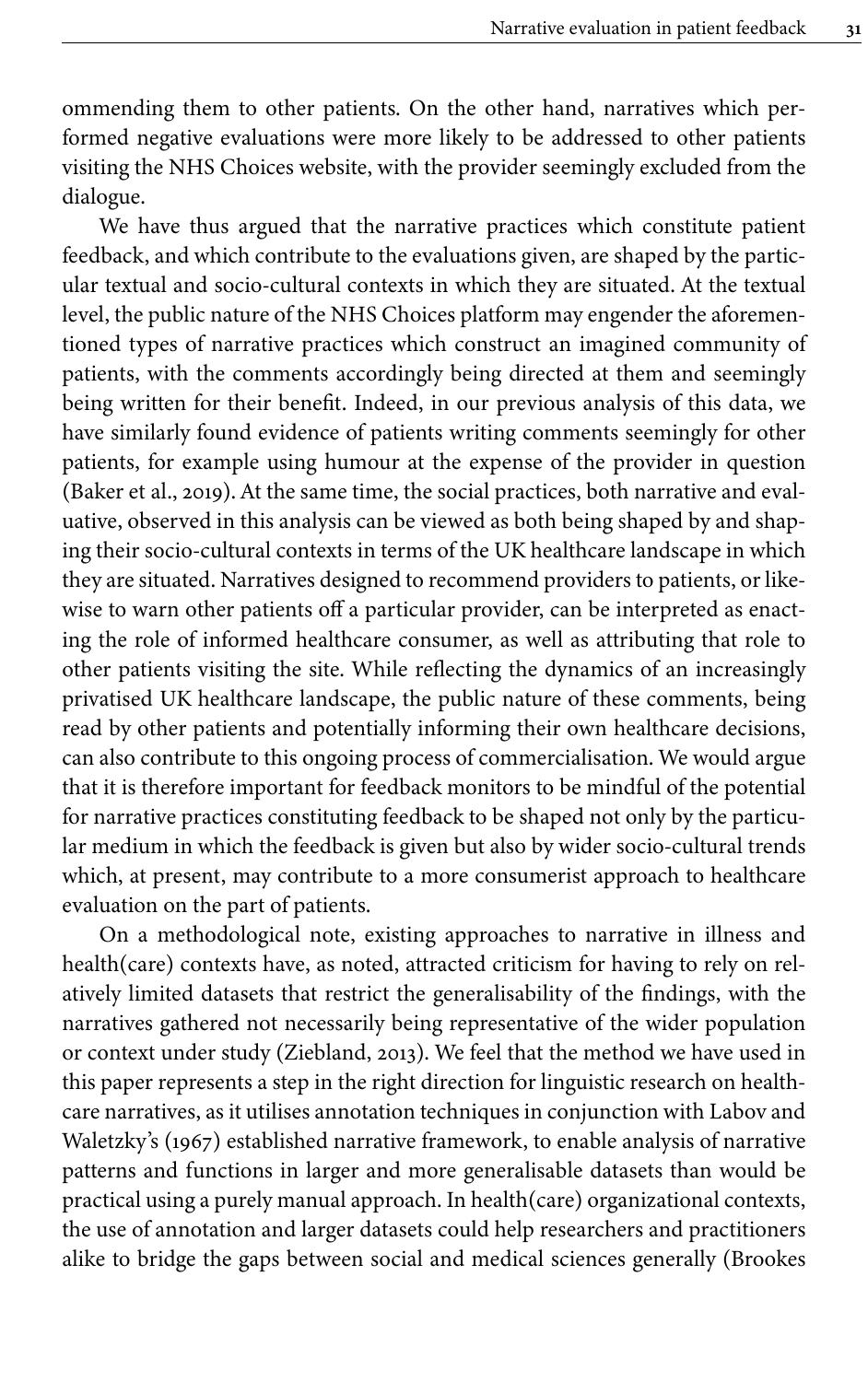ommending them to other patients. On the other hand, narratives which performed negative evaluations were more likely to be addressed to other patients visiting the NHS Choices website, with the provider seemingly excluded from the dialogue.

We have thus argued that the narrative practices which constitute patient feedback, and which contribute to the evaluations given, are shaped by the particular textual and socio-cultural contexts in which they are situated. At the textual level, the public nature of the NHS Choices platform may engender the aforementioned types of narrative practices which construct an imagined community of patients, with the comments accordingly being directed at them and seemingly being written for their benefit. Indeed, in our previous analysis of this data, we have similarly found evidence of patients writing comments seemingly for other patients, for example using humour at the expense of the provider in question (Baker et al., 2019). At the same time, the social practices, both narrative and evaluative, observed in this analysis can be viewed as both being shaped by and shaping their socio-cultural contexts in terms of the UK healthcare landscape in which they are situated. Narratives designed to recommend providers to patients, or likewise to warn other patients off a particular provider, can be interpreted as enacting the role of informed healthcare consumer, as well as attributing that role to other patients visiting the site. While reflecting the dynamics of an increasingly privatised UK healthcare landscape, the public nature of these comments, being read by other patients and potentially informing their own healthcare decisions, can also contribute to this ongoing process of commercialisation. We would argue that it is therefore important for feedback monitors to be mindful of the potential for narrative practices constituting feedback to be shaped not only by the particular medium in which the feedback is given but also by wider socio-cultural trends which, at present, may contribute to a more consumerist approach to healthcare evaluation on the part of patients.

On a methodological note, existing approaches to narrative in illness and health(care) contexts have, as noted, attracted criticism for having to rely on relatively limited datasets that restrict the generalisability of the findings, with the narratives gathered not necessarily being representative of the wider population or context under study (Ziebland, 2013). We feel that the method we have used in this paper represents a step in the right direction for linguistic research on healthcare narratives, as it utilises annotation techniques in conjunction with Labov and Waletzky's (1967) established narrative framework, to enable analysis of narrative patterns and functions in larger and more generalisable datasets than would be practical using a purely manual approach. In health(care) organizational contexts, the use of annotation and larger datasets could help researchers and practitioners alike to bridge the gaps between social and medical sciences generally (Brookes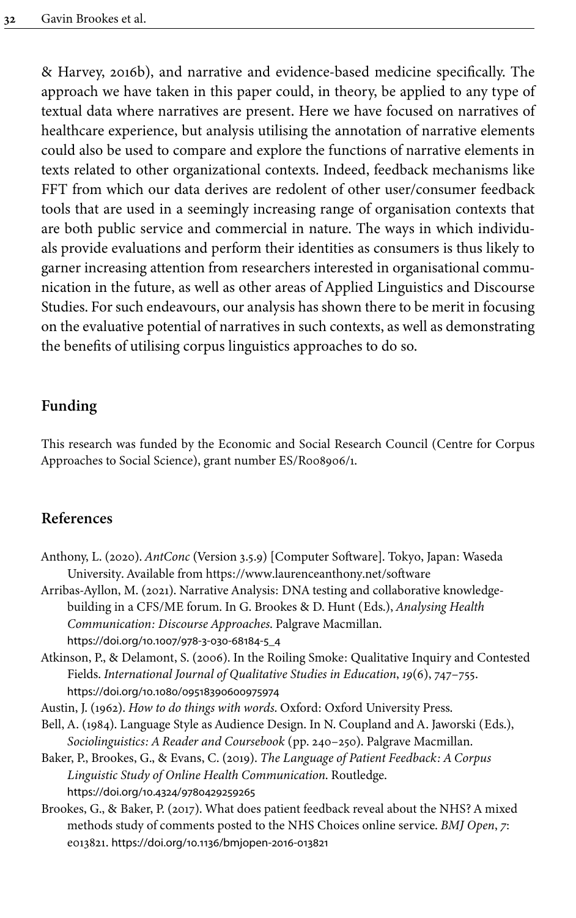& Harvey, 2016b), and narrative and evidence-based medicine specifically. The approach we have taken in this paper could, in theory, be applied to any type of textual data where narratives are present. Here we have focused on narratives of healthcare experience, but analysis utilising the annotation of narrative elements could also be used to compare and explore the functions of narrative elements in texts related to other organizational contexts. Indeed, feedback mechanisms like FFT from which our data derives are redolent of other user/consumer feedback tools that are used in a seemingly increasing range of organisation contexts that are both public service and commercial in nature. The ways in which individuals provide evaluations and perform their identities as consumers is thus likely to garner increasing attention from researchers interested in organisational communication in the future, as well as other areas of Applied Linguistics and Discourse Studies. For such endeavours, our analysis has shown there to be merit in focusing on the evaluative potential of narratives in such contexts, as well as demonstrating the benefits of utilising corpus linguistics approaches to do so.

## Funding

This research was funded by the Economic and Social Research Council (Centre for Corpus Approaches to Social Science), grant number ES/R008906/1.

## References

Anthony, L. (2020). *AntConc* (Version 3.5.9) [Computer Software]. Tokyo, Japan: Waseda University. Available from https://www.laurenceanthony.net/software

Arribas-Ayllon, M. (2021). Narrative Analysis: DNA testing and collaborative knowledge-building in a CFS/ME forum. In G. Brookes & D. Hunt (Eds.), *Analysing Health Communication: Discourse Approaches*. Palgrave Macmillan. https://doi.org/10.1007/978-3-030-68184-5_4

Atkinson, P., & Delamont, S. (2006). In the Roiling Smoke: Qualitative Inquiry and Contested Fields. *International Journal of Qualitative Studies in Education*, *19*(6), 747–755. https://doi.org/10.1080/09518390600975974

Austin, J. (1962). *How to do things with words*. Oxford: Oxford University Press.

Bell, A. (1984). Language Style as Audience Design. In N. Coupland and A. Jaworski (Eds.), *Sociolinguistics: A Reader and Coursebook* (pp. 240–250). Palgrave Macmillan.

Baker, P., Brookes, G., & Evans, C. (2019). *The Language of Patient Feedback: A Corpus Linguistic Study of Online Health Communication*. Routledge. https://doi.org/10.4324/9780429259265

Brookes, G., & Baker, P. (2017). What does patient feedback reveal about the NHS? A mixed methods study of comments posted to the NHS Choices online service. *BMJ Open*, *7*: e013821. https://doi.org/10.1136/bmjopen-2016-013821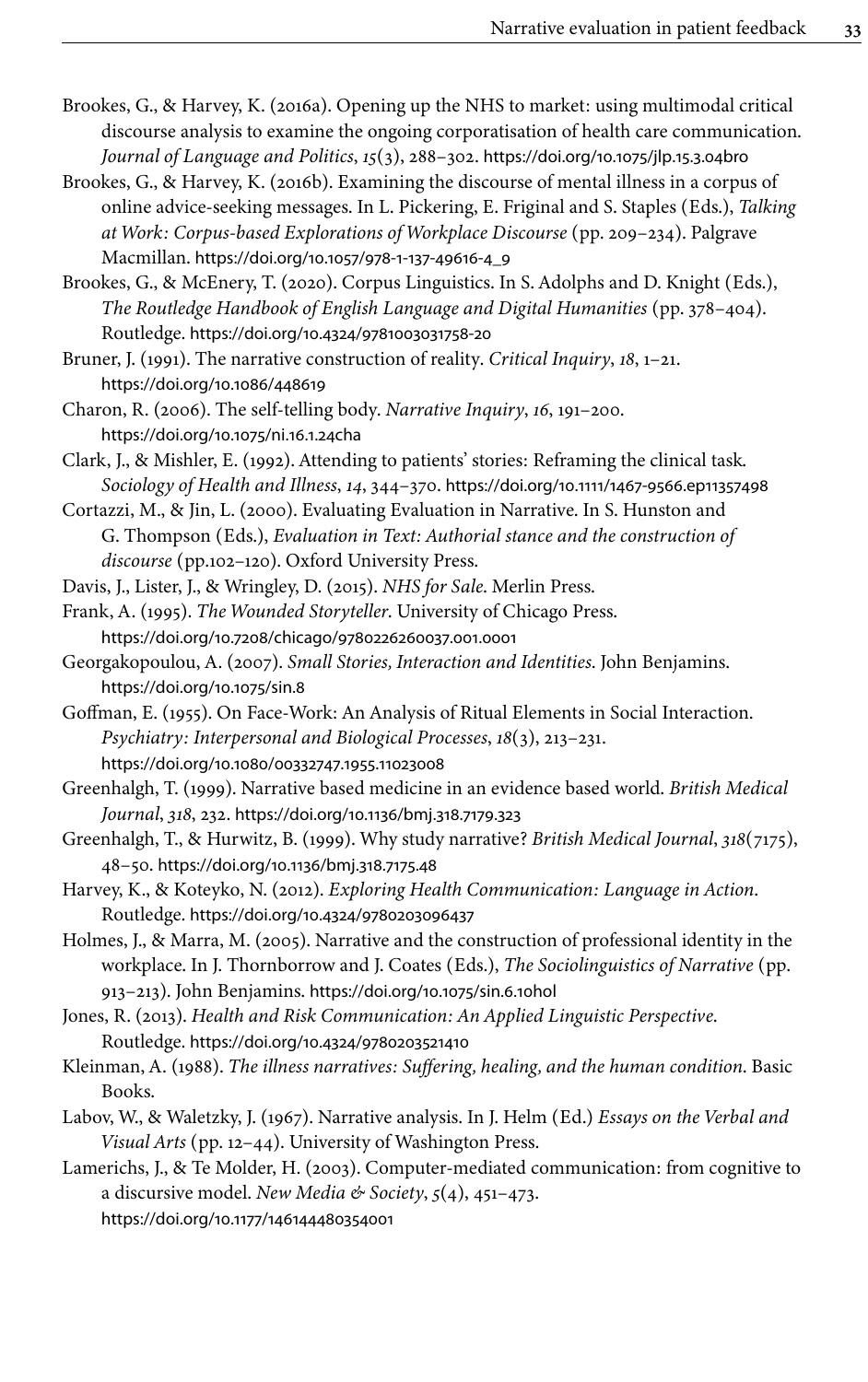Brookes, G., & Harvey, K. (2016a). Opening up the NHS to market: using multimodal critical discourse analysis to examine the ongoing corporatisation of health care communication. *Journal of Language and Politics*, *15*(3), 288–302. https://doi.org/10.1075/jlp.15.3.04bro

Brookes, G., & Harvey, K. (2016b). Examining the discourse of mental illness in a corpus of online advice-seeking messages. In L. Pickering, E. Friginal and S. Staples (Eds.), *Talking at Work: Corpus-based Explorations of Workplace Discourse* (pp. 209–234). Palgrave Macmillan. https://doi.org/10.1057/978-1-137-49616-4_9

Brookes, G., & McEnery, T. (2020). Corpus Linguistics. In S. Adolphs and D. Knight (Eds.), *The Routledge Handbook of English Language and Digital Humanities* (pp. 378–404). Routledge. https://doi.org/10.4324/9781003031758-20

Bruner, J. (1991). The narrative construction of reality. *Critical Inquiry*, *18*, 1–21. https://doi.org/10.1086/448619

Charon, R. (2006). The self-telling body. *Narrative Inquiry*, *16*, 191–200. https://doi.org/10.1075/ni.16.1.24cha

Clark, J., & Mishler, E. (1992). Attending to patients' stories: Reframing the clinical task. *Sociology of Health and Illness*, *14*, 344–370. https://doi.org/10.1111/1467-9566.ep11357498

Cortazzi, M., & Jin, L. (2000). Evaluating Evaluation in Narrative. In S. Hunston and G. Thompson (Eds.), *Evaluation in Text: Authorial stance and the construction of discourse* (pp.102–120). Oxford University Press.

Davis, J., Lister, J., & Wringley, D. (2015). *NHS for Sale*. Merlin Press.

Frank, A. (1995). *The Wounded Storyteller*. University of Chicago Press. https://doi.org/10.7208/chicago/9780226260037.001.0001

Georgakopoulou, A. (2007). *Small Stories, Interaction and Identities*. John Benjamins. https://doi.org/10.1075/sin.8

Goffman, E. (1955). On Face-Work: An Analysis of Ritual Elements in Social Interaction. *Psychiatry: Interpersonal and Biological Processes*, *18*(3), 213–231. https://doi.org/10.1080/00332747.1955.11023008

Greenhalgh, T. (1999). Narrative based medicine in an evidence based world. *British Medical Journal*, *318*, 232. https://doi.org/10.1136/bmj.318.7179.323

Greenhalgh, T., & Hurwitz, B. (1999). Why study narrative? *British Medical Journal*, *318*(7175), 48–50. https://doi.org/10.1136/bmj.318.7175.48

Harvey, K., & Koteyko, N. (2012). *Exploring Health Communication: Language in Action*. Routledge. https://doi.org/10.4324/9780203096437

Holmes, J., & Marra, M. (2005). Narrative and the construction of professional identity in the workplace. In J. Thornborrow and J. Coates (Eds.), *The Sociolinguistics of Narrative* (pp. 913–213). John Benjamins. https://doi.org/10.1075/sin.6.10hol

Jones, R. (2013). *Health and Risk Communication: An Applied Linguistic Perspective*. Routledge. https://doi.org/10.4324/9780203521410

Kleinman, A. (1988). *The illness narratives: Suffering, healing, and the human condition*. Basic Books.

Labov, W., & Waletzky, J. (1967). Narrative analysis. In J. Helm (Ed.) *Essays on the Verbal and Visual Arts* (pp. 12–44). University of Washington Press.

Lamerichs, J., & Te Molder, H. (2003). Computer-mediated communication: from cognitive to a discursive model. *New Media & Society*, *5*(4), 451–473. https://doi.org/10.1177/146144480354001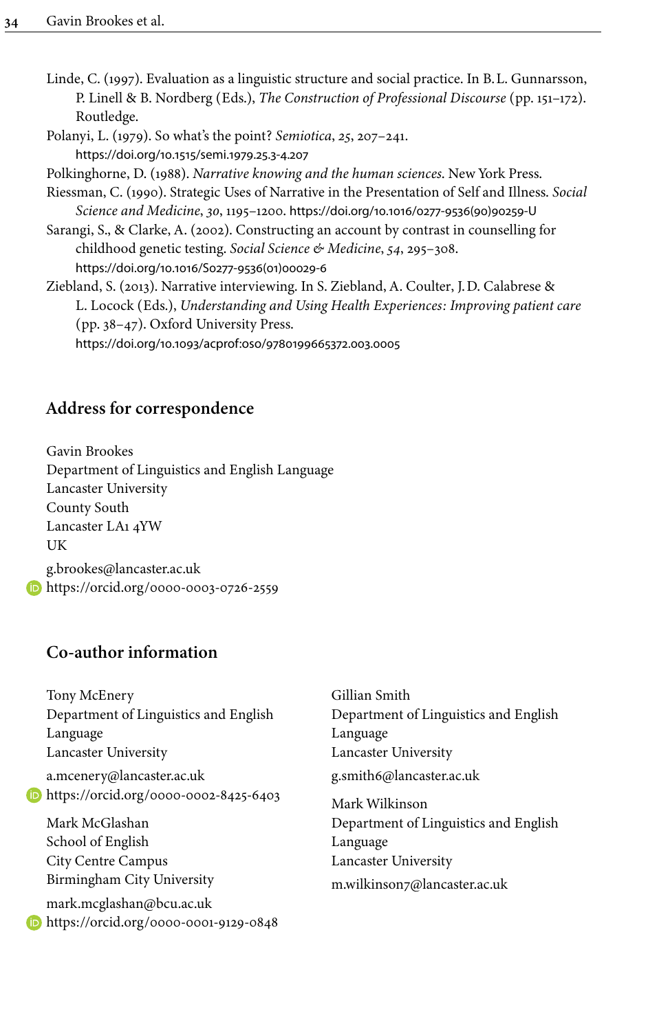Linde, C. (1997). Evaluation as a linguistic structure and social practice. In B. L. Gunnarsson, P. Linell & B. Nordberg (Eds.), *The Construction of Professional Discourse* (pp. 151–172). Routledge.

Polanyi, L. (1979). So what's the point? *Semiotica*, *25*, 207–241. https://doi.org/10.1515/semi.1979.25.3-4.207

Polkinghorne, D. (1988). *Narrative knowing and the human sciences.* New York Press.

Riessman, C. (1990). Strategic Uses of Narrative in the Presentation of Self and Illness. *Social Science and Medicine*, *30*, 1195–1200. https://doi.org/10.1016/0277-9536(90)90259-U

Sarangi, S., & Clarke, A. (2002). Constructing an account by contrast in counselling for childhood genetic testing. *Social Science & Medicine*, *54*, 295–308. https://doi.org/10.1016/S0277-9536(01)00029-6

Ziebland, S. (2013). Narrative interviewing. In S. Ziebland, A. Coulter, J. D. Calabrese & L. Locock (Eds.), *Understanding and Using Health Experiences: Improving patient care* (pp. 38–47). Oxford University Press. https://doi.org/10.1093/acprof:oso/9780199665372.003.0005

## Address for correspondence

Gavin Brookes
Department of Linguistics and English Language
Lancaster University
County South
Lancaster LA1 4YW
UK

g.brookes@lancaster.ac.uk
https://orcid.org/0000-0003-0726-2559

## Co-author information

Tony McEnery
Department of Linguistics and English Language
Lancaster University

a.mcenery@lancaster.ac.uk
https://orcid.org/0000-0002-8425-6403

Mark McGlashan
School of English
City Centre Campus
Birmingham City University

mark.mcglashan@bcu.ac.uk
https://orcid.org/0000-0001-9129-0848

Gillian Smith
Department of Linguistics and English Language
Lancaster University

g.smith6@lancaster.ac.uk

Mark Wilkinson
Department of Linguistics and English Language
Lancaster University

m.wilkinson7@lancaster.ac.uk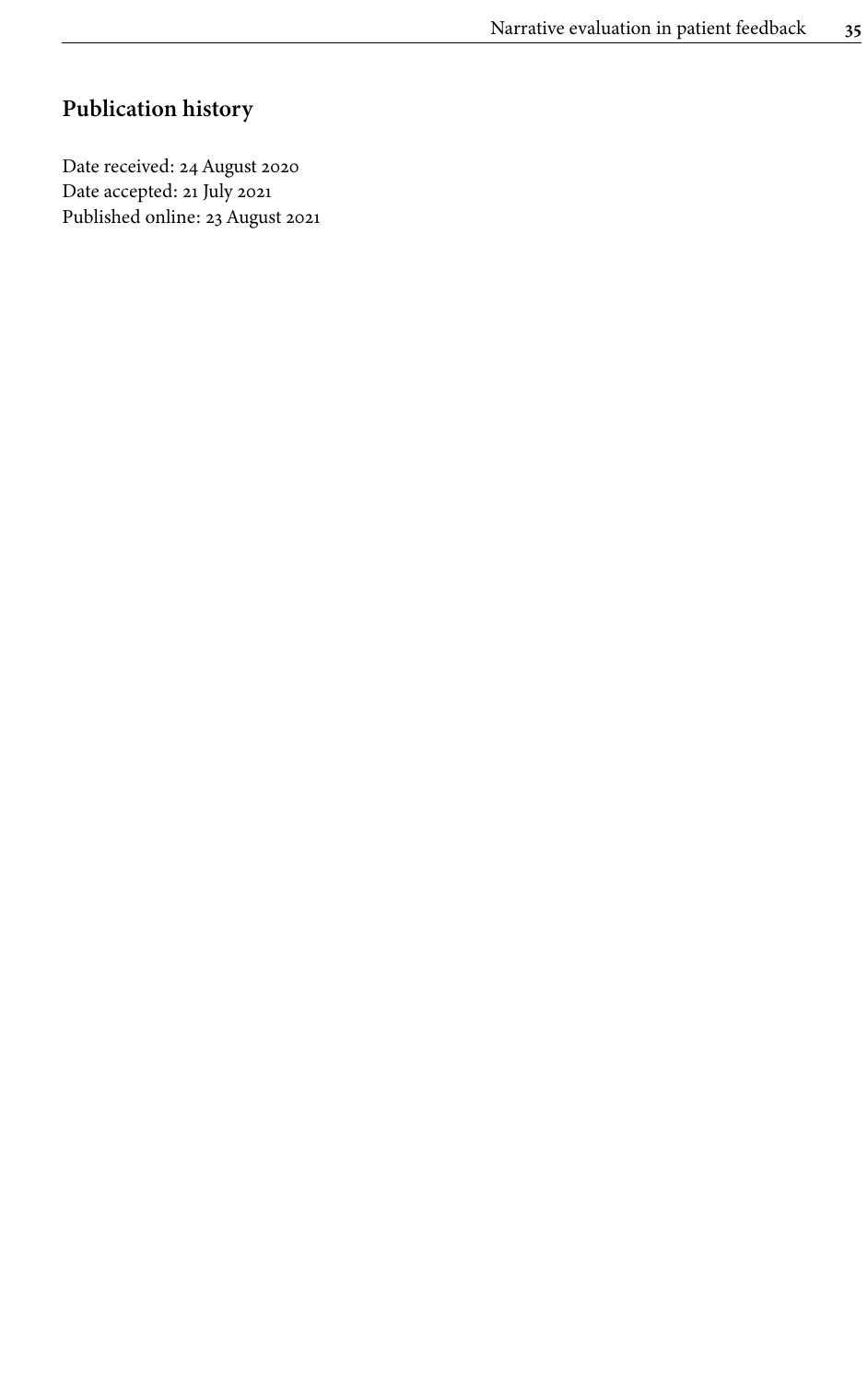## Publication history

Date received: 24 August 2020
Date accepted: 21 July 2021
Published online: 23 August 2021